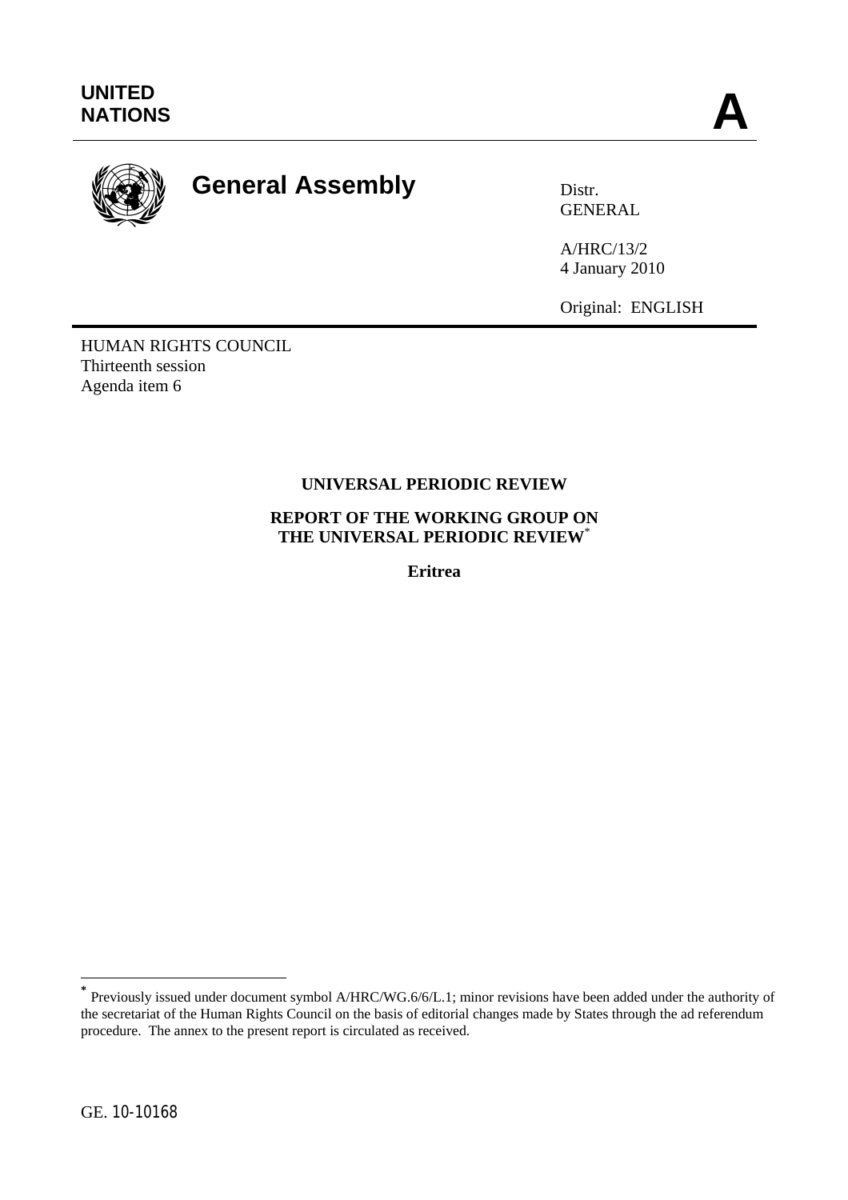**UNITED NATIONS** **A**

# General Assembly

Distr.
GENERAL

A/HRC/13/2
4 January 2010

Original: ENGLISH

---

HUMAN RIGHTS COUNCIL
Thirteenth session
Agenda item 6

**UNIVERSAL PERIODIC REVIEW**

**REPORT OF THE WORKING GROUP ON THE UNIVERSAL PERIODIC REVIEW***

**Eritrea**

---

* Previously issued under document symbol A/HRC/WG.6/6/L.1; minor revisions have been added under the authority of the secretariat of the Human Rights Council on the basis of editorial changes made by States through the ad referendum procedure. The annex to the present report is circulated as received.

GE. 10-10168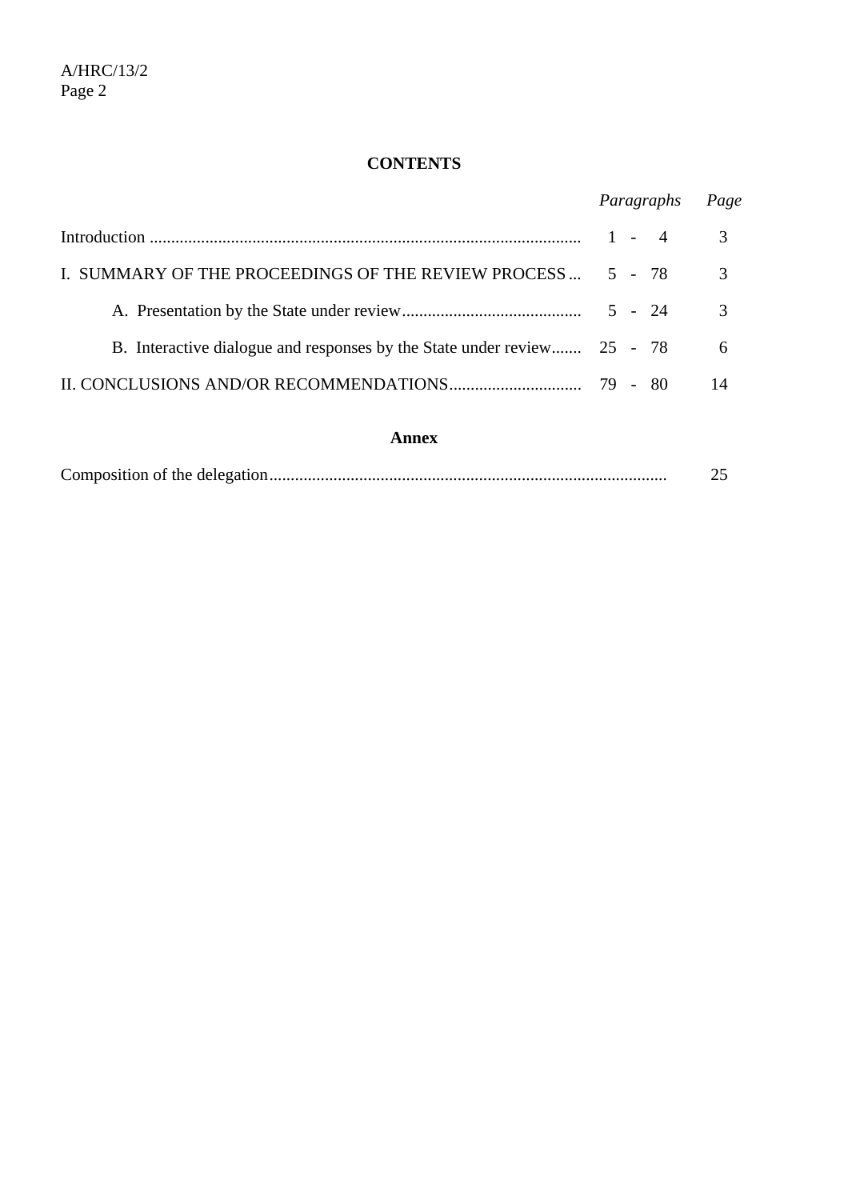## CONTENTS

| | *Paragraphs* | *Page* |
|---|---|---|
| Introduction | 1 - 4 | 3 |
| I. SUMMARY OF THE PROCEEDINGS OF THE REVIEW PROCESS | 5 - 78 | 3 |
| A. Presentation by the State under review | 5 - 24 | 3 |
| B. Interactive dialogue and responses by the State under review | 25 - 78 | 6 |
| II. CONCLUSIONS AND/OR RECOMMENDATIONS | 79 - 80 | 14 |

### Annex

| | |
|---|---|
| Composition of the delegation | 25 |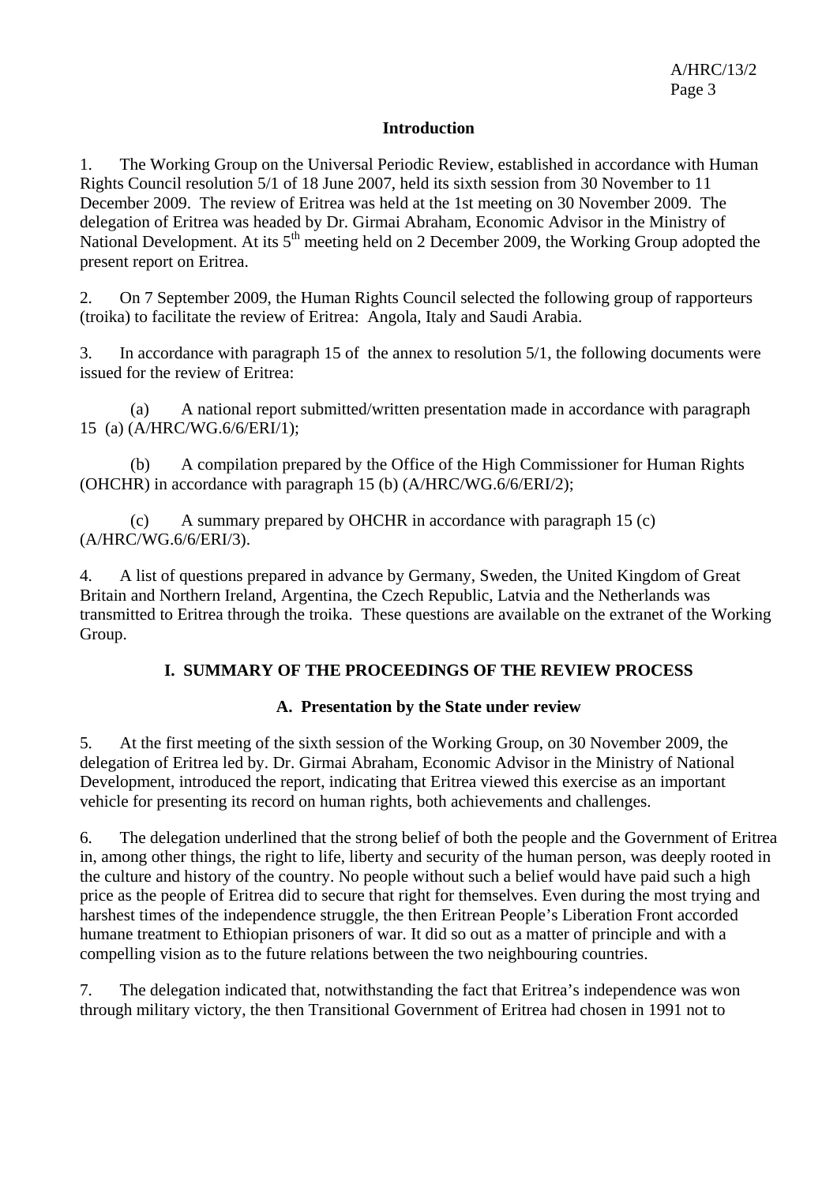## Introduction

1. The Working Group on the Universal Periodic Review, established in accordance with Human Rights Council resolution 5/1 of 18 June 2007, held its sixth session from 30 November to 11 December 2009. The review of Eritrea was held at the 1st meeting on 30 November 2009. The delegation of Eritrea was headed by Dr. Girmai Abraham, Economic Advisor in the Ministry of National Development. At its 5th meeting held on 2 December 2009, the Working Group adopted the present report on Eritrea.

2. On 7 September 2009, the Human Rights Council selected the following group of rapporteurs (troika) to facilitate the review of Eritrea: Angola, Italy and Saudi Arabia.

3. In accordance with paragraph 15 of the annex to resolution 5/1, the following documents were issued for the review of Eritrea:

(a) A national report submitted/written presentation made in accordance with paragraph 15 (a) (A/HRC/WG.6/6/ERI/1);

(b) A compilation prepared by the Office of the High Commissioner for Human Rights (OHCHR) in accordance with paragraph 15 (b) (A/HRC/WG.6/6/ERI/2);

(c) A summary prepared by OHCHR in accordance with paragraph 15 (c) (A/HRC/WG.6/6/ERI/3).

4. A list of questions prepared in advance by Germany, Sweden, the United Kingdom of Great Britain and Northern Ireland, Argentina, the Czech Republic, Latvia and the Netherlands was transmitted to Eritrea through the troika. These questions are available on the extranet of the Working Group.

## I. SUMMARY OF THE PROCEEDINGS OF THE REVIEW PROCESS

### A. Presentation by the State under review

5. At the first meeting of the sixth session of the Working Group, on 30 November 2009, the delegation of Eritrea led by. Dr. Girmai Abraham, Economic Advisor in the Ministry of National Development, introduced the report, indicating that Eritrea viewed this exercise as an important vehicle for presenting its record on human rights, both achievements and challenges.

6. The delegation underlined that the strong belief of both the people and the Government of Eritrea in, among other things, the right to life, liberty and security of the human person, was deeply rooted in the culture and history of the country. No people without such a belief would have paid such a high price as the people of Eritrea did to secure that right for themselves. Even during the most trying and harshest times of the independence struggle, the then Eritrean People's Liberation Front accorded humane treatment to Ethiopian prisoners of war. It did so out as a matter of principle and with a compelling vision as to the future relations between the two neighbouring countries.

7. The delegation indicated that, notwithstanding the fact that Eritrea's independence was won through military victory, the then Transitional Government of Eritrea had chosen in 1991 not to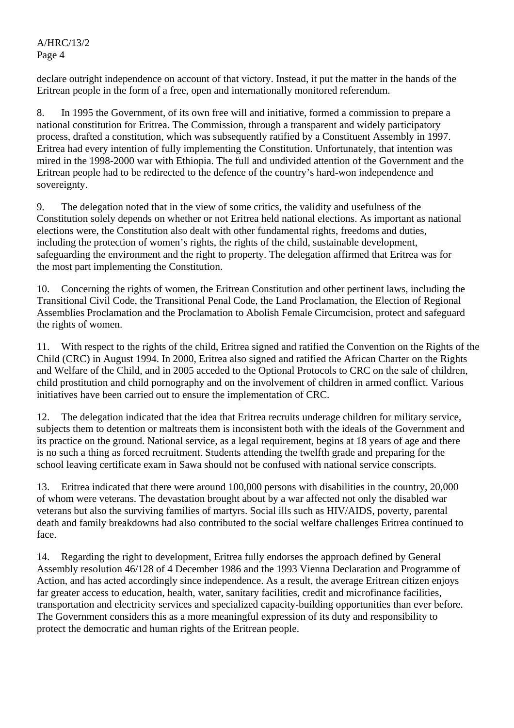declare outright independence on account of that victory. Instead, it put the matter in the hands of the Eritrean people in the form of a free, open and internationally monitored referendum.

8. In 1995 the Government, of its own free will and initiative, formed a commission to prepare a national constitution for Eritrea. The Commission, through a transparent and widely participatory process, drafted a constitution, which was subsequently ratified by a Constituent Assembly in 1997. Eritrea had every intention of fully implementing the Constitution. Unfortunately, that intention was mired in the 1998-2000 war with Ethiopia. The full and undivided attention of the Government and the Eritrean people had to be redirected to the defence of the country's hard-won independence and sovereignty.

9. The delegation noted that in the view of some critics, the validity and usefulness of the Constitution solely depends on whether or not Eritrea held national elections. As important as national elections were, the Constitution also dealt with other fundamental rights, freedoms and duties, including the protection of women's rights, the rights of the child, sustainable development, safeguarding the environment and the right to property. The delegation affirmed that Eritrea was for the most part implementing the Constitution.

10. Concerning the rights of women, the Eritrean Constitution and other pertinent laws, including the Transitional Civil Code, the Transitional Penal Code, the Land Proclamation, the Election of Regional Assemblies Proclamation and the Proclamation to Abolish Female Circumcision, protect and safeguard the rights of women.

11. With respect to the rights of the child, Eritrea signed and ratified the Convention on the Rights of the Child (CRC) in August 1994. In 2000, Eritrea also signed and ratified the African Charter on the Rights and Welfare of the Child, and in 2005 acceded to the Optional Protocols to CRC on the sale of children, child prostitution and child pornography and on the involvement of children in armed conflict. Various initiatives have been carried out to ensure the implementation of CRC.

12. The delegation indicated that the idea that Eritrea recruits underage children for military service, subjects them to detention or maltreats them is inconsistent both with the ideals of the Government and its practice on the ground. National service, as a legal requirement, begins at 18 years of age and there is no such a thing as forced recruitment. Students attending the twelfth grade and preparing for the school leaving certificate exam in Sawa should not be confused with national service conscripts.

13. Eritrea indicated that there were around 100,000 persons with disabilities in the country, 20,000 of whom were veterans. The devastation brought about by a war affected not only the disabled war veterans but also the surviving families of martyrs. Social ills such as HIV/AIDS, poverty, parental death and family breakdowns had also contributed to the social welfare challenges Eritrea continued to face.

14. Regarding the right to development, Eritrea fully endorses the approach defined by General Assembly resolution 46/128 of 4 December 1986 and the 1993 Vienna Declaration and Programme of Action, and has acted accordingly since independence. As a result, the average Eritrean citizen enjoys far greater access to education, health, water, sanitary facilities, credit and microfinance facilities, transportation and electricity services and specialized capacity-building opportunities than ever before. The Government considers this as a more meaningful expression of its duty and responsibility to protect the democratic and human rights of the Eritrean people.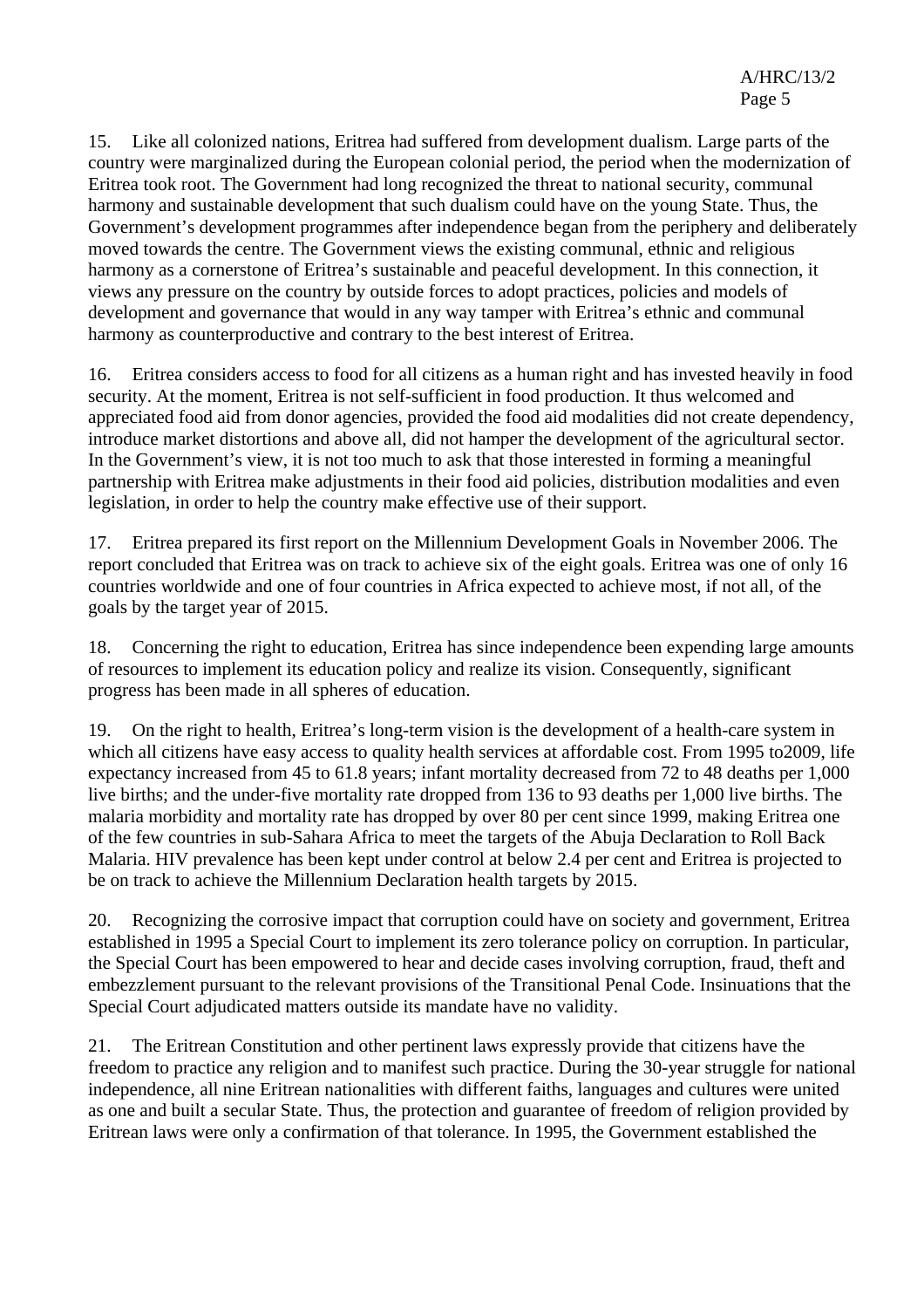15. Like all colonized nations, Eritrea had suffered from development dualism. Large parts of the country were marginalized during the European colonial period, the period when the modernization of Eritrea took root. The Government had long recognized the threat to national security, communal harmony and sustainable development that such dualism could have on the young State. Thus, the Government's development programmes after independence began from the periphery and deliberately moved towards the centre. The Government views the existing communal, ethnic and religious harmony as a cornerstone of Eritrea's sustainable and peaceful development. In this connection, it views any pressure on the country by outside forces to adopt practices, policies and models of development and governance that would in any way tamper with Eritrea's ethnic and communal harmony as counterproductive and contrary to the best interest of Eritrea.

16. Eritrea considers access to food for all citizens as a human right and has invested heavily in food security. At the moment, Eritrea is not self-sufficient in food production. It thus welcomed and appreciated food aid from donor agencies, provided the food aid modalities did not create dependency, introduce market distortions and above all, did not hamper the development of the agricultural sector. In the Government's view, it is not too much to ask that those interested in forming a meaningful partnership with Eritrea make adjustments in their food aid policies, distribution modalities and even legislation, in order to help the country make effective use of their support.

17. Eritrea prepared its first report on the Millennium Development Goals in November 2006. The report concluded that Eritrea was on track to achieve six of the eight goals. Eritrea was one of only 16 countries worldwide and one of four countries in Africa expected to achieve most, if not all, of the goals by the target year of 2015.

18. Concerning the right to education, Eritrea has since independence been expending large amounts of resources to implement its education policy and realize its vision. Consequently, significant progress has been made in all spheres of education.

19. On the right to health, Eritrea's long-term vision is the development of a health-care system in which all citizens have easy access to quality health services at affordable cost. From 1995 to2009, life expectancy increased from 45 to 61.8 years; infant mortality decreased from 72 to 48 deaths per 1,000 live births; and the under-five mortality rate dropped from 136 to 93 deaths per 1,000 live births. The malaria morbidity and mortality rate has dropped by over 80 per cent since 1999, making Eritrea one of the few countries in sub-Sahara Africa to meet the targets of the Abuja Declaration to Roll Back Malaria. HIV prevalence has been kept under control at below 2.4 per cent and Eritrea is projected to be on track to achieve the Millennium Declaration health targets by 2015.

20. Recognizing the corrosive impact that corruption could have on society and government, Eritrea established in 1995 a Special Court to implement its zero tolerance policy on corruption. In particular, the Special Court has been empowered to hear and decide cases involving corruption, fraud, theft and embezzlement pursuant to the relevant provisions of the Transitional Penal Code. Insinuations that the Special Court adjudicated matters outside its mandate have no validity.

21. The Eritrean Constitution and other pertinent laws expressly provide that citizens have the freedom to practice any religion and to manifest such practice. During the 30-year struggle for national independence, all nine Eritrean nationalities with different faiths, languages and cultures were united as one and built a secular State. Thus, the protection and guarantee of freedom of religion provided by Eritrean laws were only a confirmation of that tolerance. In 1995, the Government established the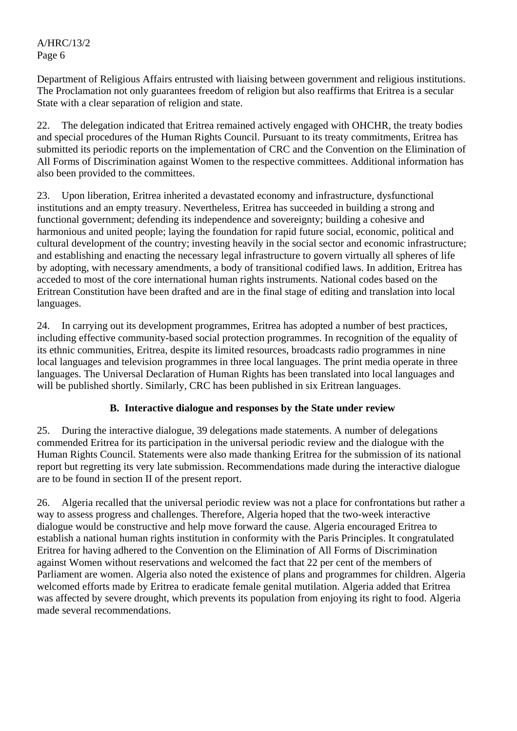Department of Religious Affairs entrusted with liaising between government and religious institutions. The Proclamation not only guarantees freedom of religion but also reaffirms that Eritrea is a secular State with a clear separation of religion and state.

22. The delegation indicated that Eritrea remained actively engaged with OHCHR, the treaty bodies and special procedures of the Human Rights Council. Pursuant to its treaty commitments, Eritrea has submitted its periodic reports on the implementation of CRC and the Convention on the Elimination of All Forms of Discrimination against Women to the respective committees. Additional information has also been provided to the committees.

23. Upon liberation, Eritrea inherited a devastated economy and infrastructure, dysfunctional institutions and an empty treasury. Nevertheless, Eritrea has succeeded in building a strong and functional government; defending its independence and sovereignty; building a cohesive and harmonious and united people; laying the foundation for rapid future social, economic, political and cultural development of the country; investing heavily in the social sector and economic infrastructure; and establishing and enacting the necessary legal infrastructure to govern virtually all spheres of life by adopting, with necessary amendments, a body of transitional codified laws. In addition, Eritrea has acceded to most of the core international human rights instruments. National codes based on the Eritrean Constitution have been drafted and are in the final stage of editing and translation into local languages.

24. In carrying out its development programmes, Eritrea has adopted a number of best practices, including effective community-based social protection programmes. In recognition of the equality of its ethnic communities, Eritrea, despite its limited resources, broadcasts radio programmes in nine local languages and television programmes in three local languages. The print media operate in three languages. The Universal Declaration of Human Rights has been translated into local languages and will be published shortly. Similarly, CRC has been published in six Eritrean languages.

### B. Interactive dialogue and responses by the State under review

25. During the interactive dialogue, 39 delegations made statements. A number of delegations commended Eritrea for its participation in the universal periodic review and the dialogue with the Human Rights Council. Statements were also made thanking Eritrea for the submission of its national report but regretting its very late submission. Recommendations made during the interactive dialogue are to be found in section II of the present report.

26. Algeria recalled that the universal periodic review was not a place for confrontations but rather a way to assess progress and challenges. Therefore, Algeria hoped that the two-week interactive dialogue would be constructive and help move forward the cause. Algeria encouraged Eritrea to establish a national human rights institution in conformity with the Paris Principles. It congratulated Eritrea for having adhered to the Convention on the Elimination of All Forms of Discrimination against Women without reservations and welcomed the fact that 22 per cent of the members of Parliament are women. Algeria also noted the existence of plans and programmes for children. Algeria welcomed efforts made by Eritrea to eradicate female genital mutilation. Algeria added that Eritrea was affected by severe drought, which prevents its population from enjoying its right to food. Algeria made several recommendations.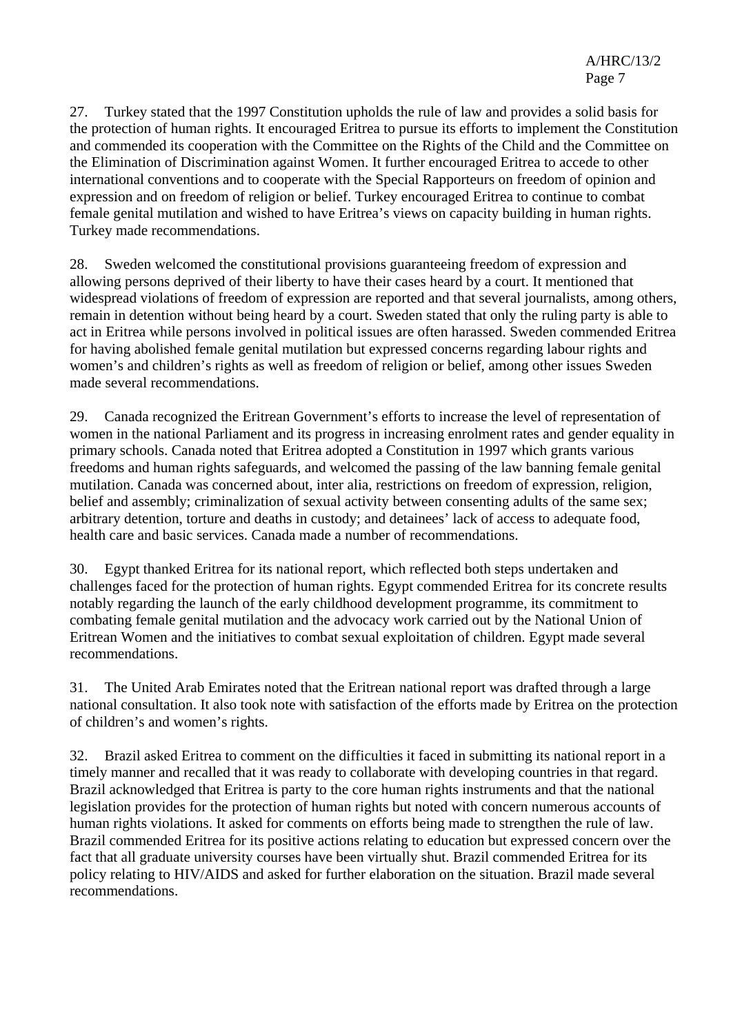27. Turkey stated that the 1997 Constitution upholds the rule of law and provides a solid basis for the protection of human rights. It encouraged Eritrea to pursue its efforts to implement the Constitution and commended its cooperation with the Committee on the Rights of the Child and the Committee on the Elimination of Discrimination against Women. It further encouraged Eritrea to accede to other international conventions and to cooperate with the Special Rapporteurs on freedom of opinion and expression and on freedom of religion or belief. Turkey encouraged Eritrea to continue to combat female genital mutilation and wished to have Eritrea's views on capacity building in human rights. Turkey made recommendations.

28. Sweden welcomed the constitutional provisions guaranteeing freedom of expression and allowing persons deprived of their liberty to have their cases heard by a court. It mentioned that widespread violations of freedom of expression are reported and that several journalists, among others, remain in detention without being heard by a court. Sweden stated that only the ruling party is able to act in Eritrea while persons involved in political issues are often harassed. Sweden commended Eritrea for having abolished female genital mutilation but expressed concerns regarding labour rights and women's and children's rights as well as freedom of religion or belief, among other issues Sweden made several recommendations.

29. Canada recognized the Eritrean Government's efforts to increase the level of representation of women in the national Parliament and its progress in increasing enrolment rates and gender equality in primary schools. Canada noted that Eritrea adopted a Constitution in 1997 which grants various freedoms and human rights safeguards, and welcomed the passing of the law banning female genital mutilation. Canada was concerned about, inter alia, restrictions on freedom of expression, religion, belief and assembly; criminalization of sexual activity between consenting adults of the same sex; arbitrary detention, torture and deaths in custody; and detainees' lack of access to adequate food, health care and basic services. Canada made a number of recommendations.

30. Egypt thanked Eritrea for its national report, which reflected both steps undertaken and challenges faced for the protection of human rights. Egypt commended Eritrea for its concrete results notably regarding the launch of the early childhood development programme, its commitment to combating female genital mutilation and the advocacy work carried out by the National Union of Eritrean Women and the initiatives to combat sexual exploitation of children. Egypt made several recommendations.

31. The United Arab Emirates noted that the Eritrean national report was drafted through a large national consultation. It also took note with satisfaction of the efforts made by Eritrea on the protection of children's and women's rights.

32. Brazil asked Eritrea to comment on the difficulties it faced in submitting its national report in a timely manner and recalled that it was ready to collaborate with developing countries in that regard. Brazil acknowledged that Eritrea is party to the core human rights instruments and that the national legislation provides for the protection of human rights but noted with concern numerous accounts of human rights violations. It asked for comments on efforts being made to strengthen the rule of law. Brazil commended Eritrea for its positive actions relating to education but expressed concern over the fact that all graduate university courses have been virtually shut. Brazil commended Eritrea for its policy relating to HIV/AIDS and asked for further elaboration on the situation. Brazil made several recommendations.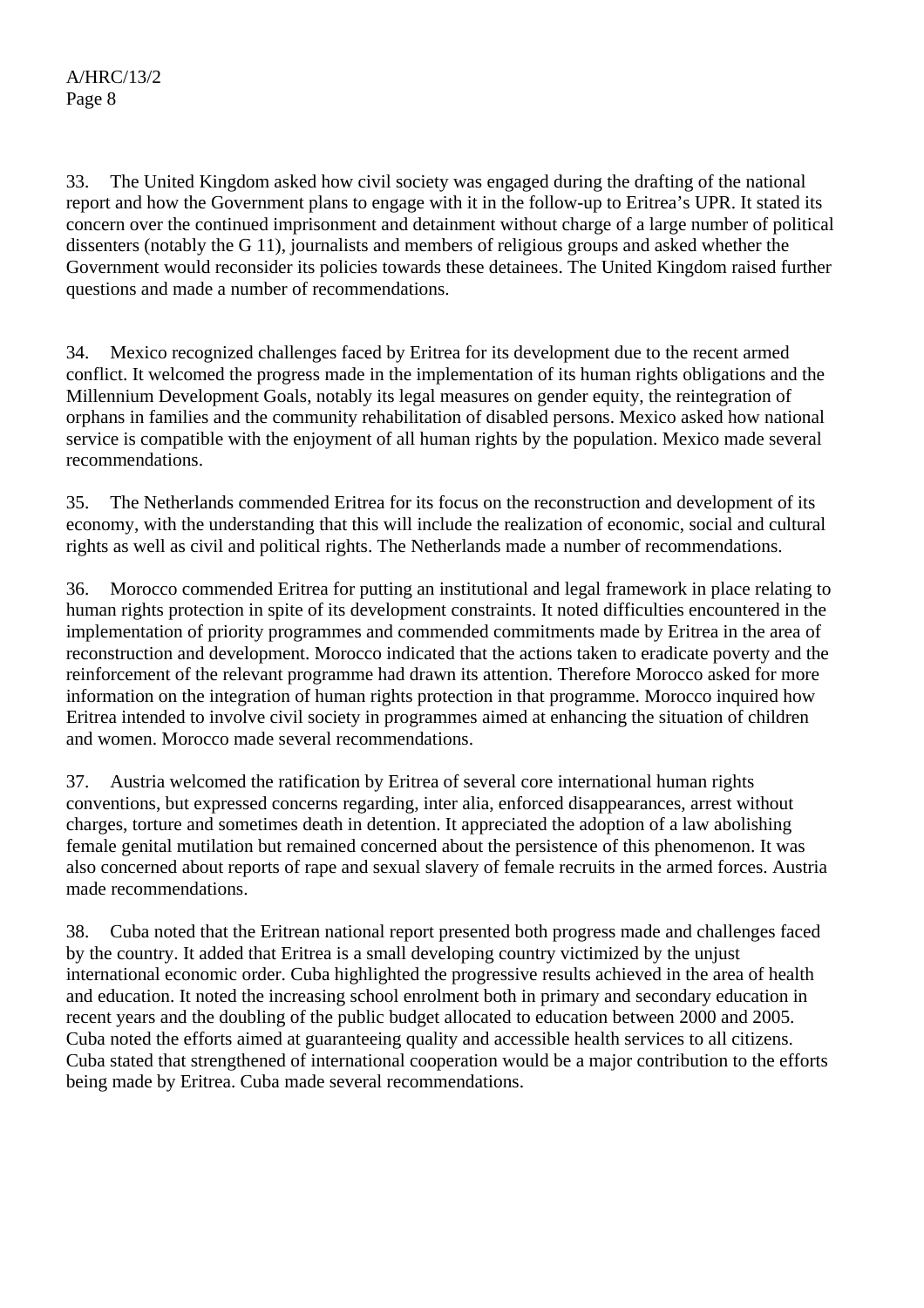33. The United Kingdom asked how civil society was engaged during the drafting of the national report and how the Government plans to engage with it in the follow-up to Eritrea's UPR. It stated its concern over the continued imprisonment and detainment without charge of a large number of political dissenters (notably the G 11), journalists and members of religious groups and asked whether the Government would reconsider its policies towards these detainees. The United Kingdom raised further questions and made a number of recommendations.

34. Mexico recognized challenges faced by Eritrea for its development due to the recent armed conflict. It welcomed the progress made in the implementation of its human rights obligations and the Millennium Development Goals, notably its legal measures on gender equity, the reintegration of orphans in families and the community rehabilitation of disabled persons. Mexico asked how national service is compatible with the enjoyment of all human rights by the population. Mexico made several recommendations.

35. The Netherlands commended Eritrea for its focus on the reconstruction and development of its economy, with the understanding that this will include the realization of economic, social and cultural rights as well as civil and political rights. The Netherlands made a number of recommendations.

36. Morocco commended Eritrea for putting an institutional and legal framework in place relating to human rights protection in spite of its development constraints. It noted difficulties encountered in the implementation of priority programmes and commended commitments made by Eritrea in the area of reconstruction and development. Morocco indicated that the actions taken to eradicate poverty and the reinforcement of the relevant programme had drawn its attention. Therefore Morocco asked for more information on the integration of human rights protection in that programme. Morocco inquired how Eritrea intended to involve civil society in programmes aimed at enhancing the situation of children and women. Morocco made several recommendations.

37. Austria welcomed the ratification by Eritrea of several core international human rights conventions, but expressed concerns regarding, inter alia, enforced disappearances, arrest without charges, torture and sometimes death in detention. It appreciated the adoption of a law abolishing female genital mutilation but remained concerned about the persistence of this phenomenon. It was also concerned about reports of rape and sexual slavery of female recruits in the armed forces. Austria made recommendations.

38. Cuba noted that the Eritrean national report presented both progress made and challenges faced by the country. It added that Eritrea is a small developing country victimized by the unjust international economic order. Cuba highlighted the progressive results achieved in the area of health and education. It noted the increasing school enrolment both in primary and secondary education in recent years and the doubling of the public budget allocated to education between 2000 and 2005. Cuba noted the efforts aimed at guaranteeing quality and accessible health services to all citizens. Cuba stated that strengthened of international cooperation would be a major contribution to the efforts being made by Eritrea. Cuba made several recommendations.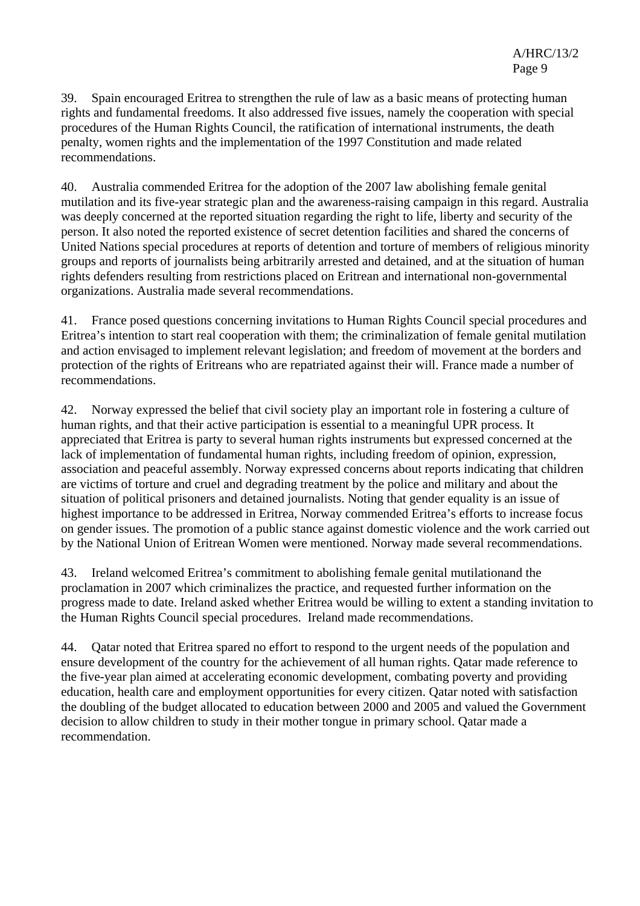39. Spain encouraged Eritrea to strengthen the rule of law as a basic means of protecting human rights and fundamental freedoms. It also addressed five issues, namely the cooperation with special procedures of the Human Rights Council, the ratification of international instruments, the death penalty, women rights and the implementation of the 1997 Constitution and made related recommendations.

40. Australia commended Eritrea for the adoption of the 2007 law abolishing female genital mutilation and its five-year strategic plan and the awareness-raising campaign in this regard. Australia was deeply concerned at the reported situation regarding the right to life, liberty and security of the person. It also noted the reported existence of secret detention facilities and shared the concerns of United Nations special procedures at reports of detention and torture of members of religious minority groups and reports of journalists being arbitrarily arrested and detained, and at the situation of human rights defenders resulting from restrictions placed on Eritrean and international non-governmental organizations. Australia made several recommendations.

41. France posed questions concerning invitations to Human Rights Council special procedures and Eritrea's intention to start real cooperation with them; the criminalization of female genital mutilation and action envisaged to implement relevant legislation; and freedom of movement at the borders and protection of the rights of Eritreans who are repatriated against their will. France made a number of recommendations.

42. Norway expressed the belief that civil society play an important role in fostering a culture of human rights, and that their active participation is essential to a meaningful UPR process. It appreciated that Eritrea is party to several human rights instruments but expressed concerned at the lack of implementation of fundamental human rights, including freedom of opinion, expression, association and peaceful assembly. Norway expressed concerns about reports indicating that children are victims of torture and cruel and degrading treatment by the police and military and about the situation of political prisoners and detained journalists. Noting that gender equality is an issue of highest importance to be addressed in Eritrea, Norway commended Eritrea's efforts to increase focus on gender issues. The promotion of a public stance against domestic violence and the work carried out by the National Union of Eritrean Women were mentioned. Norway made several recommendations.

43. Ireland welcomed Eritrea's commitment to abolishing female genital mutilationand the proclamation in 2007 which criminalizes the practice, and requested further information on the progress made to date. Ireland asked whether Eritrea would be willing to extent a standing invitation to the Human Rights Council special procedures. Ireland made recommendations.

44. Qatar noted that Eritrea spared no effort to respond to the urgent needs of the population and ensure development of the country for the achievement of all human rights. Qatar made reference to the five-year plan aimed at accelerating economic development, combating poverty and providing education, health care and employment opportunities for every citizen. Qatar noted with satisfaction the doubling of the budget allocated to education between 2000 and 2005 and valued the Government decision to allow children to study in their mother tongue in primary school. Qatar made a recommendation.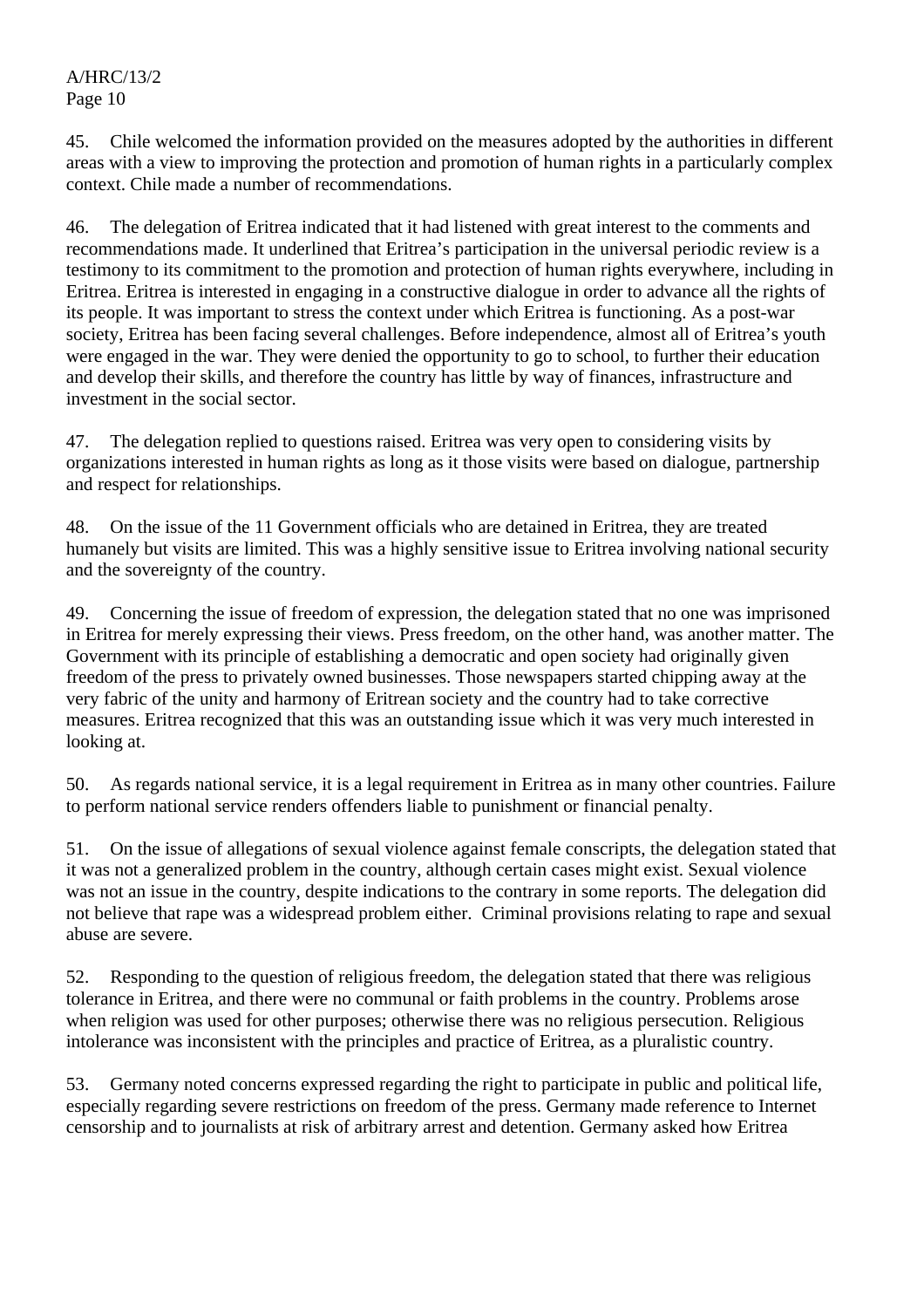45. Chile welcomed the information provided on the measures adopted by the authorities in different areas with a view to improving the protection and promotion of human rights in a particularly complex context. Chile made a number of recommendations.

46. The delegation of Eritrea indicated that it had listened with great interest to the comments and recommendations made. It underlined that Eritrea's participation in the universal periodic review is a testimony to its commitment to the promotion and protection of human rights everywhere, including in Eritrea. Eritrea is interested in engaging in a constructive dialogue in order to advance all the rights of its people. It was important to stress the context under which Eritrea is functioning. As a post-war society, Eritrea has been facing several challenges. Before independence, almost all of Eritrea's youth were engaged in the war. They were denied the opportunity to go to school, to further their education and develop their skills, and therefore the country has little by way of finances, infrastructure and investment in the social sector.

47. The delegation replied to questions raised. Eritrea was very open to considering visits by organizations interested in human rights as long as it those visits were based on dialogue, partnership and respect for relationships.

48. On the issue of the 11 Government officials who are detained in Eritrea, they are treated humanely but visits are limited. This was a highly sensitive issue to Eritrea involving national security and the sovereignty of the country.

49. Concerning the issue of freedom of expression, the delegation stated that no one was imprisoned in Eritrea for merely expressing their views. Press freedom, on the other hand, was another matter. The Government with its principle of establishing a democratic and open society had originally given freedom of the press to privately owned businesses. Those newspapers started chipping away at the very fabric of the unity and harmony of Eritrean society and the country had to take corrective measures. Eritrea recognized that this was an outstanding issue which it was very much interested in looking at.

50. As regards national service, it is a legal requirement in Eritrea as in many other countries. Failure to perform national service renders offenders liable to punishment or financial penalty.

51. On the issue of allegations of sexual violence against female conscripts, the delegation stated that it was not a generalized problem in the country, although certain cases might exist. Sexual violence was not an issue in the country, despite indications to the contrary in some reports. The delegation did not believe that rape was a widespread problem either. Criminal provisions relating to rape and sexual abuse are severe.

52. Responding to the question of religious freedom, the delegation stated that there was religious tolerance in Eritrea, and there were no communal or faith problems in the country. Problems arose when religion was used for other purposes; otherwise there was no religious persecution. Religious intolerance was inconsistent with the principles and practice of Eritrea, as a pluralistic country.

53. Germany noted concerns expressed regarding the right to participate in public and political life, especially regarding severe restrictions on freedom of the press. Germany made reference to Internet censorship and to journalists at risk of arbitrary arrest and detention. Germany asked how Eritrea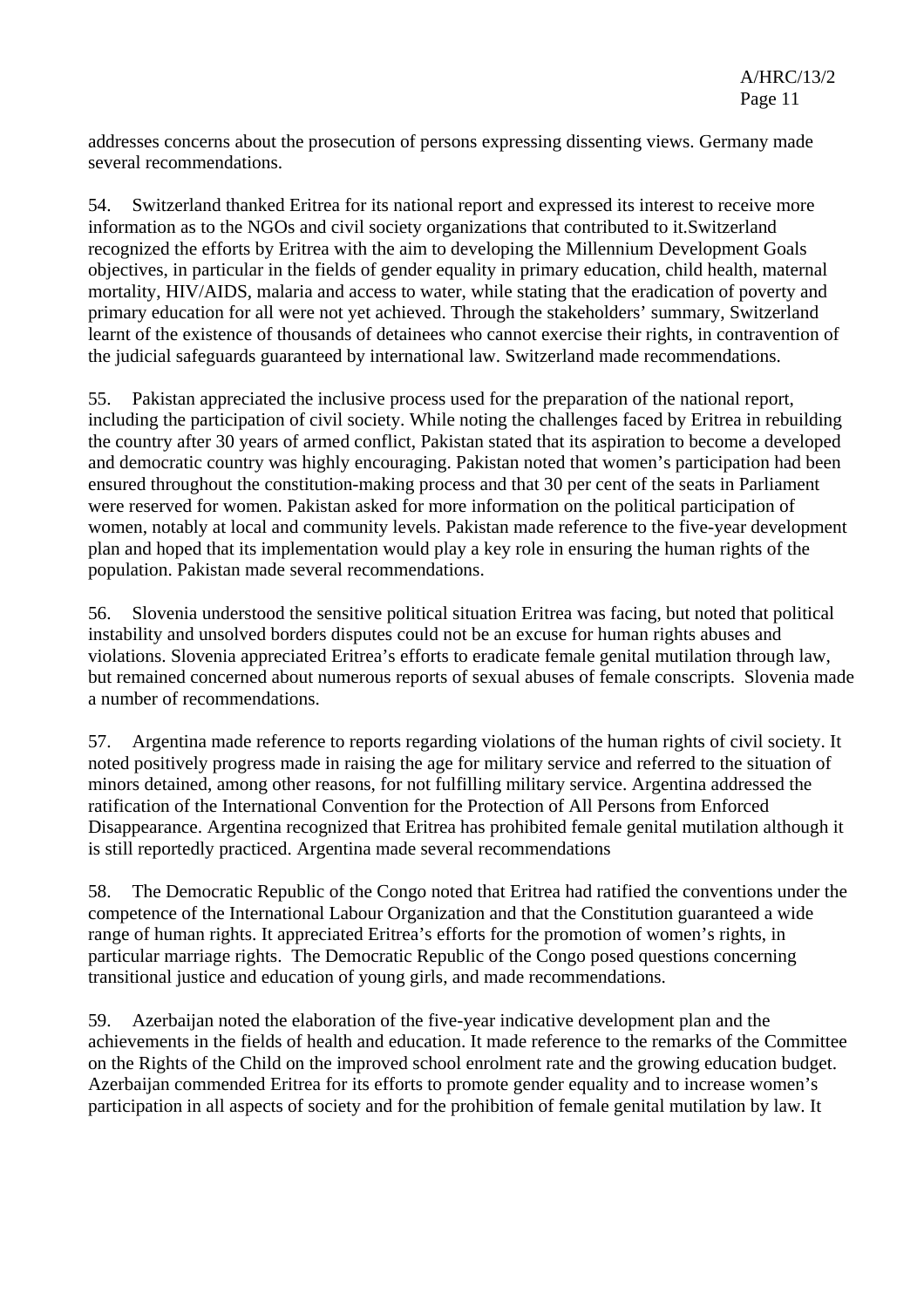addresses concerns about the prosecution of persons expressing dissenting views. Germany made several recommendations.

54. Switzerland thanked Eritrea for its national report and expressed its interest to receive more information as to the NGOs and civil society organizations that contributed to it.Switzerland recognized the efforts by Eritrea with the aim to developing the Millennium Development Goals objectives, in particular in the fields of gender equality in primary education, child health, maternal mortality, HIV/AIDS, malaria and access to water, while stating that the eradication of poverty and primary education for all were not yet achieved. Through the stakeholders' summary, Switzerland learnt of the existence of thousands of detainees who cannot exercise their rights, in contravention of the judicial safeguards guaranteed by international law. Switzerland made recommendations.

55. Pakistan appreciated the inclusive process used for the preparation of the national report, including the participation of civil society. While noting the challenges faced by Eritrea in rebuilding the country after 30 years of armed conflict, Pakistan stated that its aspiration to become a developed and democratic country was highly encouraging. Pakistan noted that women's participation had been ensured throughout the constitution-making process and that 30 per cent of the seats in Parliament were reserved for women. Pakistan asked for more information on the political participation of women, notably at local and community levels. Pakistan made reference to the five-year development plan and hoped that its implementation would play a key role in ensuring the human rights of the population. Pakistan made several recommendations.

56. Slovenia understood the sensitive political situation Eritrea was facing, but noted that political instability and unsolved borders disputes could not be an excuse for human rights abuses and violations. Slovenia appreciated Eritrea's efforts to eradicate female genital mutilation through law, but remained concerned about numerous reports of sexual abuses of female conscripts. Slovenia made a number of recommendations.

57. Argentina made reference to reports regarding violations of the human rights of civil society. It noted positively progress made in raising the age for military service and referred to the situation of minors detained, among other reasons, for not fulfilling military service. Argentina addressed the ratification of the International Convention for the Protection of All Persons from Enforced Disappearance. Argentina recognized that Eritrea has prohibited female genital mutilation although it is still reportedly practiced. Argentina made several recommendations

58. The Democratic Republic of the Congo noted that Eritrea had ratified the conventions under the competence of the International Labour Organization and that the Constitution guaranteed a wide range of human rights. It appreciated Eritrea's efforts for the promotion of women's rights, in particular marriage rights. The Democratic Republic of the Congo posed questions concerning transitional justice and education of young girls, and made recommendations.

59. Azerbaijan noted the elaboration of the five-year indicative development plan and the achievements in the fields of health and education. It made reference to the remarks of the Committee on the Rights of the Child on the improved school enrolment rate and the growing education budget. Azerbaijan commended Eritrea for its efforts to promote gender equality and to increase women's participation in all aspects of society and for the prohibition of female genital mutilation by law. It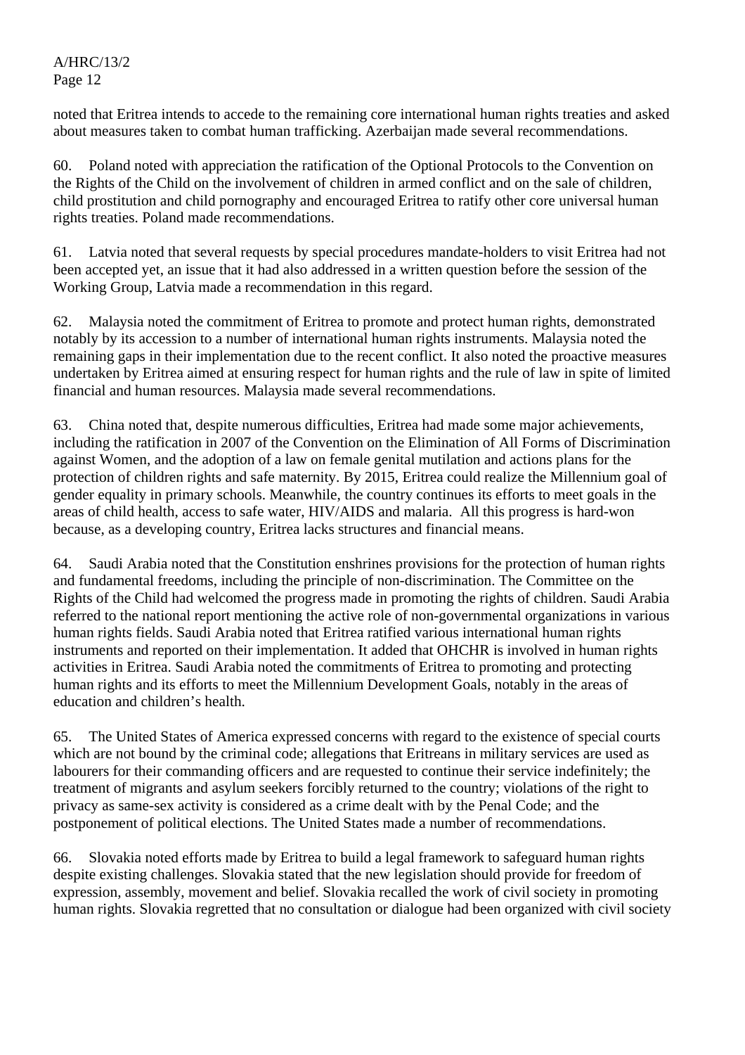noted that Eritrea intends to accede to the remaining core international human rights treaties and asked about measures taken to combat human trafficking. Azerbaijan made several recommendations.

60. Poland noted with appreciation the ratification of the Optional Protocols to the Convention on the Rights of the Child on the involvement of children in armed conflict and on the sale of children, child prostitution and child pornography and encouraged Eritrea to ratify other core universal human rights treaties. Poland made recommendations.

61. Latvia noted that several requests by special procedures mandate-holders to visit Eritrea had not been accepted yet, an issue that it had also addressed in a written question before the session of the Working Group, Latvia made a recommendation in this regard.

62. Malaysia noted the commitment of Eritrea to promote and protect human rights, demonstrated notably by its accession to a number of international human rights instruments. Malaysia noted the remaining gaps in their implementation due to the recent conflict. It also noted the proactive measures undertaken by Eritrea aimed at ensuring respect for human rights and the rule of law in spite of limited financial and human resources. Malaysia made several recommendations.

63. China noted that, despite numerous difficulties, Eritrea had made some major achievements, including the ratification in 2007 of the Convention on the Elimination of All Forms of Discrimination against Women, and the adoption of a law on female genital mutilation and actions plans for the protection of children rights and safe maternity. By 2015, Eritrea could realize the Millennium goal of gender equality in primary schools. Meanwhile, the country continues its efforts to meet goals in the areas of child health, access to safe water, HIV/AIDS and malaria. All this progress is hard-won because, as a developing country, Eritrea lacks structures and financial means.

64. Saudi Arabia noted that the Constitution enshrines provisions for the protection of human rights and fundamental freedoms, including the principle of non-discrimination. The Committee on the Rights of the Child had welcomed the progress made in promoting the rights of children. Saudi Arabia referred to the national report mentioning the active role of non-governmental organizations in various human rights fields. Saudi Arabia noted that Eritrea ratified various international human rights instruments and reported on their implementation. It added that OHCHR is involved in human rights activities in Eritrea. Saudi Arabia noted the commitments of Eritrea to promoting and protecting human rights and its efforts to meet the Millennium Development Goals, notably in the areas of education and children's health.

65. The United States of America expressed concerns with regard to the existence of special courts which are not bound by the criminal code; allegations that Eritreans in military services are used as labourers for their commanding officers and are requested to continue their service indefinitely; the treatment of migrants and asylum seekers forcibly returned to the country; violations of the right to privacy as same-sex activity is considered as a crime dealt with by the Penal Code; and the postponement of political elections. The United States made a number of recommendations.

66. Slovakia noted efforts made by Eritrea to build a legal framework to safeguard human rights despite existing challenges. Slovakia stated that the new legislation should provide for freedom of expression, assembly, movement and belief. Slovakia recalled the work of civil society in promoting human rights. Slovakia regretted that no consultation or dialogue had been organized with civil society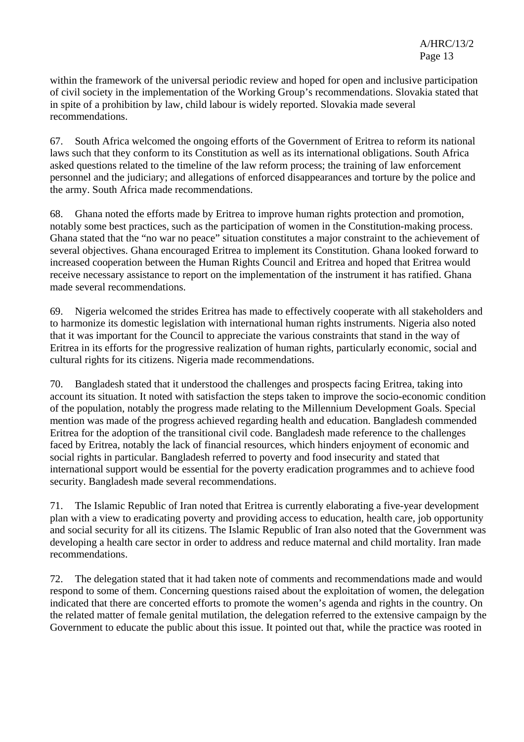within the framework of the universal periodic review and hoped for open and inclusive participation of civil society in the implementation of the Working Group's recommendations. Slovakia stated that in spite of a prohibition by law, child labour is widely reported. Slovakia made several recommendations.

67. South Africa welcomed the ongoing efforts of the Government of Eritrea to reform its national laws such that they conform to its Constitution as well as its international obligations. South Africa asked questions related to the timeline of the law reform process; the training of law enforcement personnel and the judiciary; and allegations of enforced disappearances and torture by the police and the army. South Africa made recommendations.

68. Ghana noted the efforts made by Eritrea to improve human rights protection and promotion, notably some best practices, such as the participation of women in the Constitution-making process. Ghana stated that the "no war no peace" situation constitutes a major constraint to the achievement of several objectives. Ghana encouraged Eritrea to implement its Constitution. Ghana looked forward to increased cooperation between the Human Rights Council and Eritrea and hoped that Eritrea would receive necessary assistance to report on the implementation of the instrument it has ratified. Ghana made several recommendations.

69. Nigeria welcomed the strides Eritrea has made to effectively cooperate with all stakeholders and to harmonize its domestic legislation with international human rights instruments. Nigeria also noted that it was important for the Council to appreciate the various constraints that stand in the way of Eritrea in its efforts for the progressive realization of human rights, particularly economic, social and cultural rights for its citizens. Nigeria made recommendations.

70. Bangladesh stated that it understood the challenges and prospects facing Eritrea, taking into account its situation. It noted with satisfaction the steps taken to improve the socio-economic condition of the population, notably the progress made relating to the Millennium Development Goals. Special mention was made of the progress achieved regarding health and education. Bangladesh commended Eritrea for the adoption of the transitional civil code. Bangladesh made reference to the challenges faced by Eritrea, notably the lack of financial resources, which hinders enjoyment of economic and social rights in particular. Bangladesh referred to poverty and food insecurity and stated that international support would be essential for the poverty eradication programmes and to achieve food security. Bangladesh made several recommendations.

71. The Islamic Republic of Iran noted that Eritrea is currently elaborating a five-year development plan with a view to eradicating poverty and providing access to education, health care, job opportunity and social security for all its citizens. The Islamic Republic of Iran also noted that the Government was developing a health care sector in order to address and reduce maternal and child mortality. Iran made recommendations.

72. The delegation stated that it had taken note of comments and recommendations made and would respond to some of them. Concerning questions raised about the exploitation of women, the delegation indicated that there are concerted efforts to promote the women's agenda and rights in the country. On the related matter of female genital mutilation, the delegation referred to the extensive campaign by the Government to educate the public about this issue. It pointed out that, while the practice was rooted in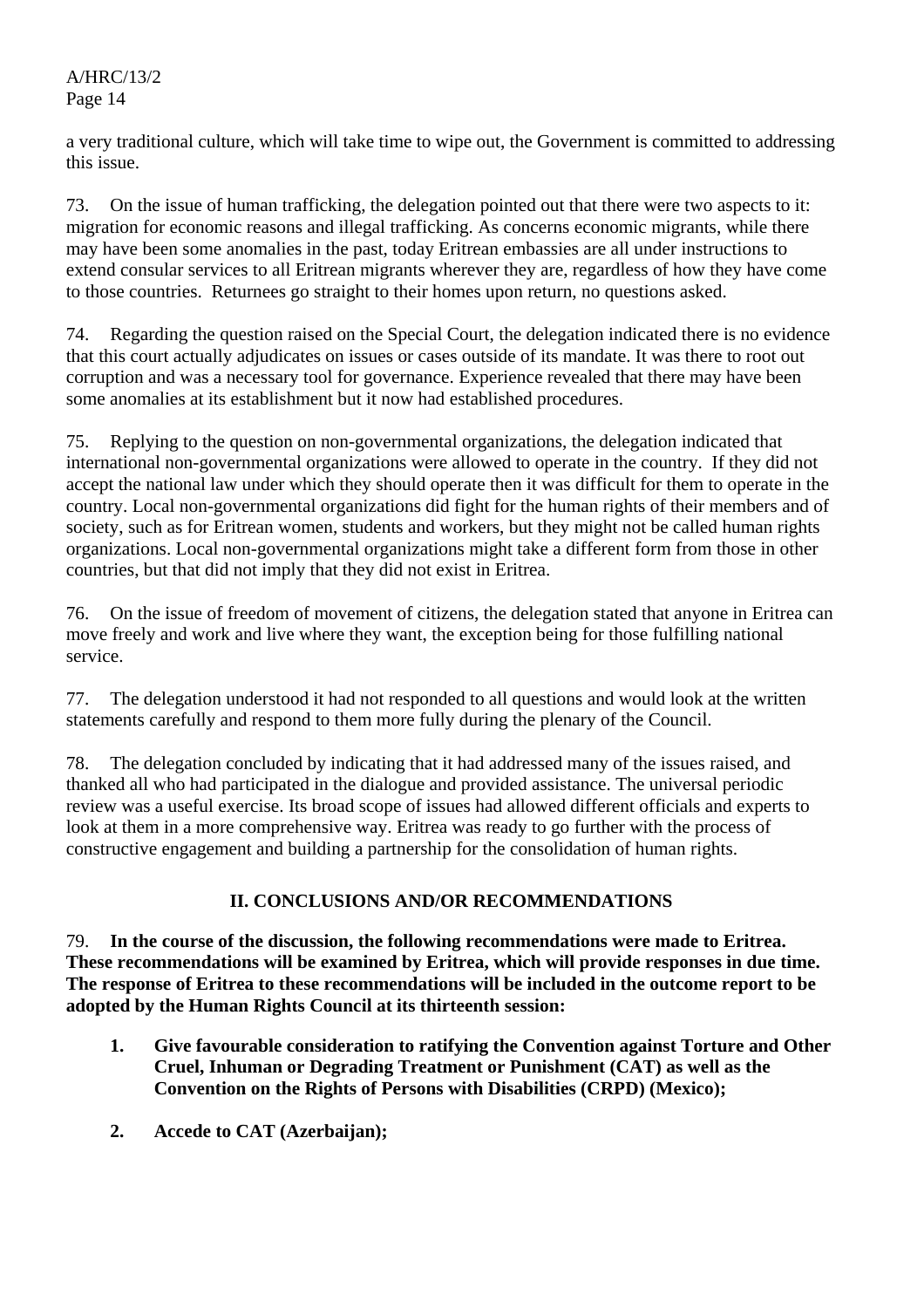a very traditional culture, which will take time to wipe out, the Government is committed to addressing this issue.

73. On the issue of human trafficking, the delegation pointed out that there were two aspects to it: migration for economic reasons and illegal trafficking. As concerns economic migrants, while there may have been some anomalies in the past, today Eritrean embassies are all under instructions to extend consular services to all Eritrean migrants wherever they are, regardless of how they have come to those countries. Returnees go straight to their homes upon return, no questions asked.

74. Regarding the question raised on the Special Court, the delegation indicated there is no evidence that this court actually adjudicates on issues or cases outside of its mandate. It was there to root out corruption and was a necessary tool for governance. Experience revealed that there may have been some anomalies at its establishment but it now had established procedures.

75. Replying to the question on non-governmental organizations, the delegation indicated that international non-governmental organizations were allowed to operate in the country. If they did not accept the national law under which they should operate then it was difficult for them to operate in the country. Local non-governmental organizations did fight for the human rights of their members and of society, such as for Eritrean women, students and workers, but they might not be called human rights organizations. Local non-governmental organizations might take a different form from those in other countries, but that did not imply that they did not exist in Eritrea.

76. On the issue of freedom of movement of citizens, the delegation stated that anyone in Eritrea can move freely and work and live where they want, the exception being for those fulfilling national service.

77. The delegation understood it had not responded to all questions and would look at the written statements carefully and respond to them more fully during the plenary of the Council.

78. The delegation concluded by indicating that it had addressed many of the issues raised, and thanked all who had participated in the dialogue and provided assistance. The universal periodic review was a useful exercise. Its broad scope of issues had allowed different officials and experts to look at them in a more comprehensive way. Eritrea was ready to go further with the process of constructive engagement and building a partnership for the consolidation of human rights.

## II. CONCLUSIONS AND/OR RECOMMENDATIONS

79. **In the course of the discussion, the following recommendations were made to Eritrea. These recommendations will be examined by Eritrea, which will provide responses in due time. The response of Eritrea to these recommendations will be included in the outcome report to be adopted by the Human Rights Council at its thirteenth session:**

1. **Give favourable consideration to ratifying the Convention against Torture and Other Cruel, Inhuman or Degrading Treatment or Punishment (CAT) as well as the Convention on the Rights of Persons with Disabilities (CRPD) (Mexico);**

2. **Accede to CAT (Azerbaijan);**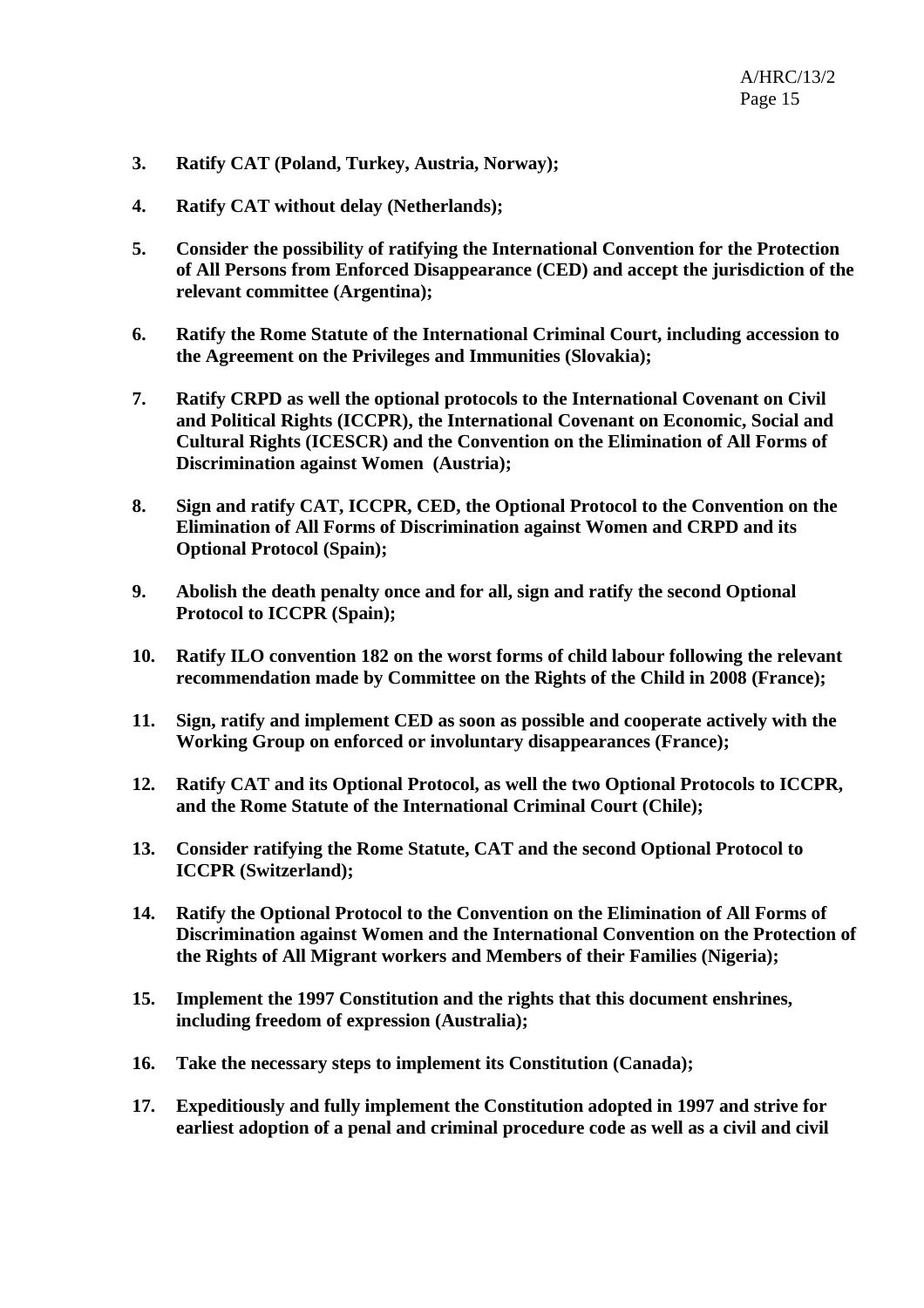3. **Ratify CAT (Poland, Turkey, Austria, Norway);**

4. **Ratify CAT without delay (Netherlands);**

5. **Consider the possibility of ratifying the International Convention for the Protection of All Persons from Enforced Disappearance (CED) and accept the jurisdiction of the relevant committee (Argentina);**

6. **Ratify the Rome Statute of the International Criminal Court, including accession to the Agreement on the Privileges and Immunities (Slovakia);**

7. **Ratify CRPD as well the optional protocols to the International Covenant on Civil and Political Rights (ICCPR), the International Covenant on Economic, Social and Cultural Rights (ICESCR) and the Convention on the Elimination of All Forms of Discrimination against Women (Austria);**

8. **Sign and ratify CAT, ICCPR, CED, the Optional Protocol to the Convention on the Elimination of All Forms of Discrimination against Women and CRPD and its Optional Protocol (Spain);**

9. **Abolish the death penalty once and for all, sign and ratify the second Optional Protocol to ICCPR (Spain);**

10. **Ratify ILO convention 182 on the worst forms of child labour following the relevant recommendation made by Committee on the Rights of the Child in 2008 (France);**

11. **Sign, ratify and implement CED as soon as possible and cooperate actively with the Working Group on enforced or involuntary disappearances (France);**

12. **Ratify CAT and its Optional Protocol, as well the two Optional Protocols to ICCPR, and the Rome Statute of the International Criminal Court (Chile);**

13. **Consider ratifying the Rome Statute, CAT and the second Optional Protocol to ICCPR (Switzerland);**

14. **Ratify the Optional Protocol to the Convention on the Elimination of All Forms of Discrimination against Women and the International Convention on the Protection of the Rights of All Migrant workers and Members of their Families (Nigeria);**

15. **Implement the 1997 Constitution and the rights that this document enshrines, including freedom of expression (Australia);**

16. **Take the necessary steps to implement its Constitution (Canada);**

17. **Expeditiously and fully implement the Constitution adopted in 1997 and strive for earliest adoption of a penal and criminal procedure code as well as a civil and civil**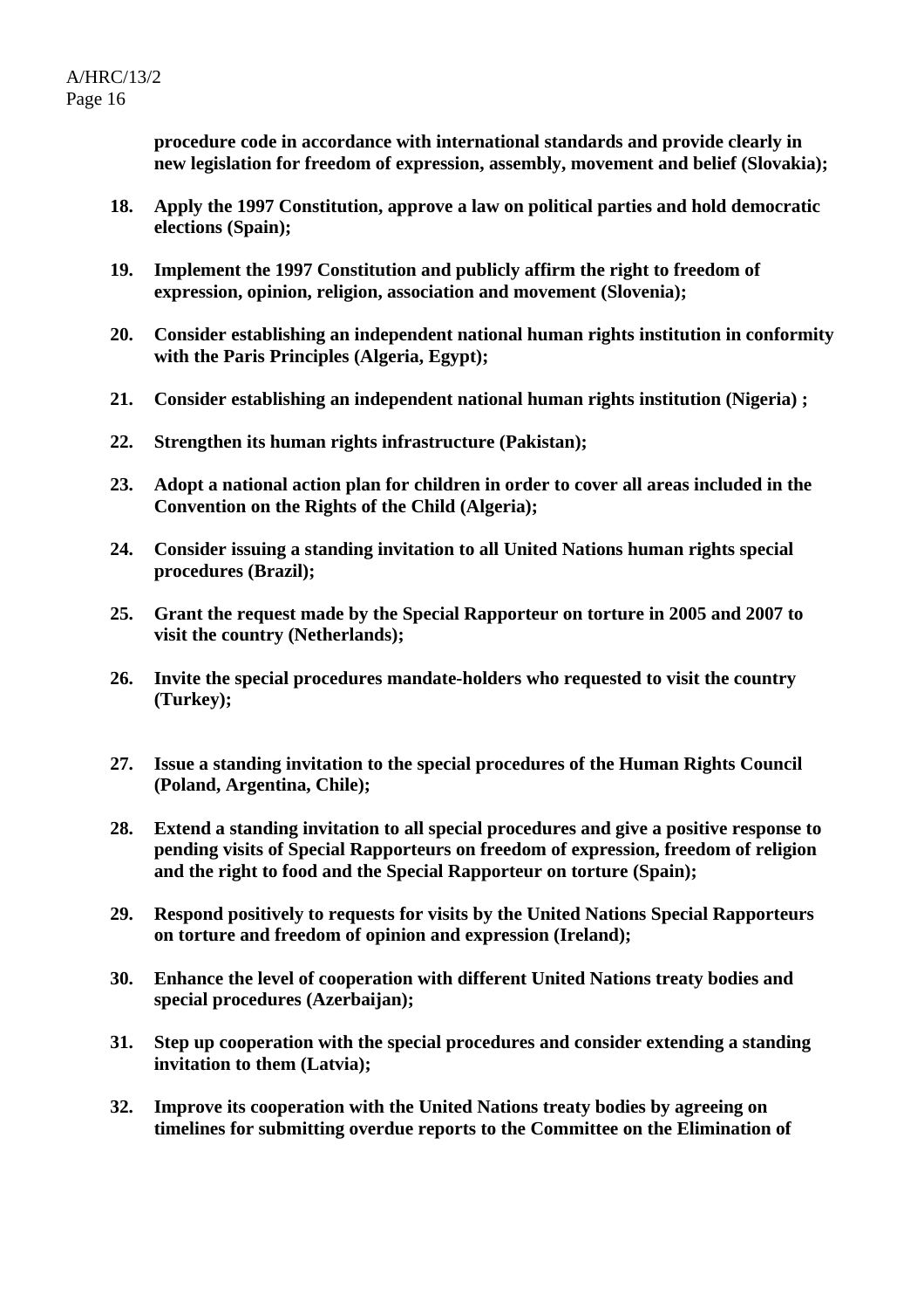**procedure code in accordance with international standards and provide clearly in new legislation for freedom of expression, assembly, movement and belief (Slovakia);**

18. **Apply the 1997 Constitution, approve a law on political parties and hold democratic elections (Spain);**

19. **Implement the 1997 Constitution and publicly affirm the right to freedom of expression, opinion, religion, association and movement (Slovenia);**

20. **Consider establishing an independent national human rights institution in conformity with the Paris Principles (Algeria, Egypt);**

21. **Consider establishing an independent national human rights institution (Nigeria) ;**

22. **Strengthen its human rights infrastructure (Pakistan);**

23. **Adopt a national action plan for children in order to cover all areas included in the Convention on the Rights of the Child (Algeria);**

24. **Consider issuing a standing invitation to all United Nations human rights special procedures (Brazil);**

25. **Grant the request made by the Special Rapporteur on torture in 2005 and 2007 to visit the country (Netherlands);**

26. **Invite the special procedures mandate-holders who requested to visit the country (Turkey);**

27. **Issue a standing invitation to the special procedures of the Human Rights Council (Poland, Argentina, Chile);**

28. **Extend a standing invitation to all special procedures and give a positive response to pending visits of Special Rapporteurs on freedom of expression, freedom of religion and the right to food and the Special Rapporteur on torture (Spain);**

29. **Respond positively to requests for visits by the United Nations Special Rapporteurs on torture and freedom of opinion and expression (Ireland);**

30. **Enhance the level of cooperation with different United Nations treaty bodies and special procedures (Azerbaijan);**

31. **Step up cooperation with the special procedures and consider extending a standing invitation to them (Latvia);**

32. **Improve its cooperation with the United Nations treaty bodies by agreeing on timelines for submitting overdue reports to the Committee on the Elimination of**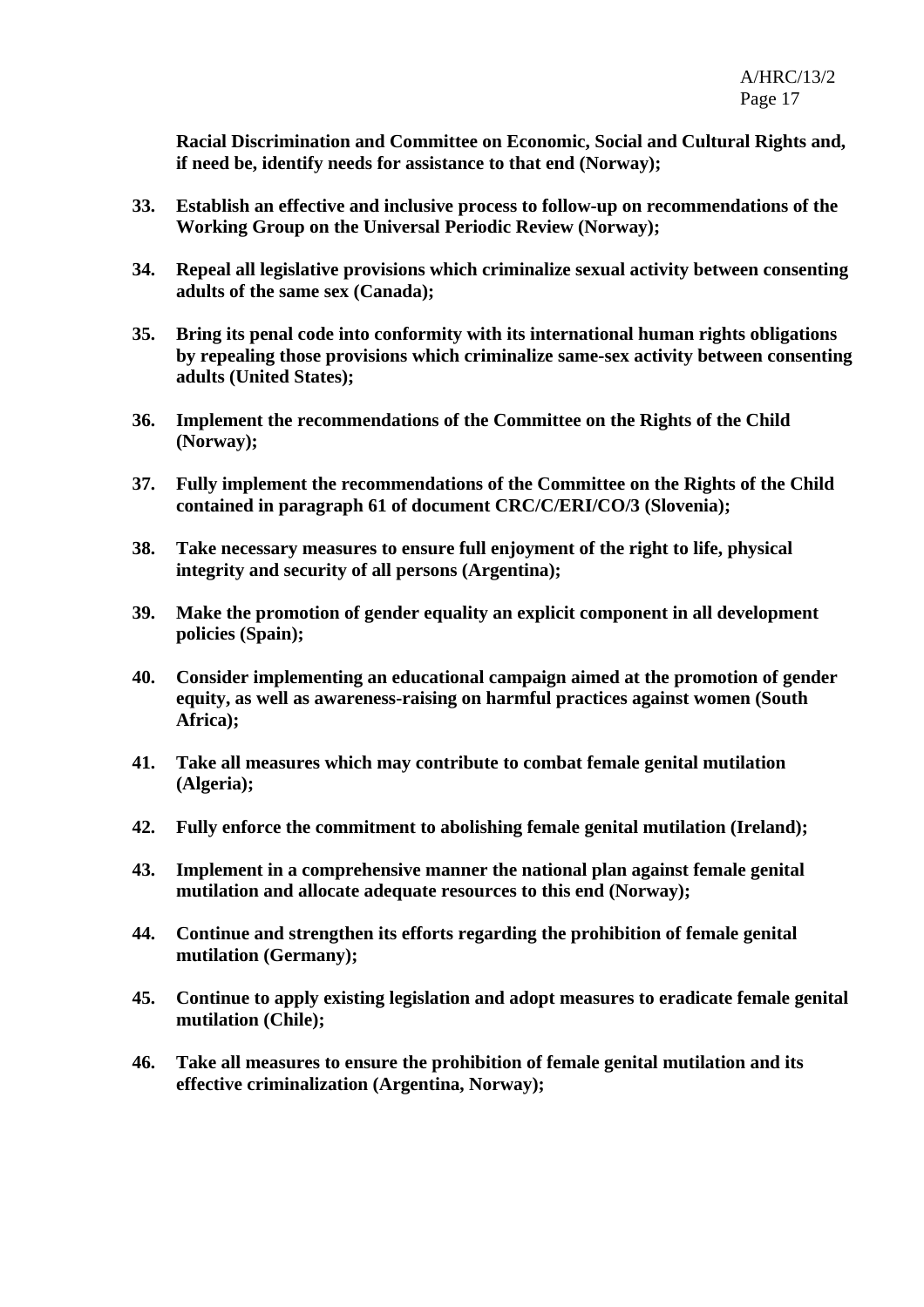**Racial Discrimination and Committee on Economic, Social and Cultural Rights and, if need be, identify needs for assistance to that end (Norway);**

33. **Establish an effective and inclusive process to follow-up on recommendations of the Working Group on the Universal Periodic Review (Norway);**

34. **Repeal all legislative provisions which criminalize sexual activity between consenting adults of the same sex (Canada);**

35. **Bring its penal code into conformity with its international human rights obligations by repealing those provisions which criminalize same-sex activity between consenting adults (United States);**

36. **Implement the recommendations of the Committee on the Rights of the Child (Norway);**

37. **Fully implement the recommendations of the Committee on the Rights of the Child contained in paragraph 61 of document CRC/C/ERI/CO/3 (Slovenia);**

38. **Take necessary measures to ensure full enjoyment of the right to life, physical integrity and security of all persons (Argentina);**

39. **Make the promotion of gender equality an explicit component in all development policies (Spain);**

40. **Consider implementing an educational campaign aimed at the promotion of gender equity, as well as awareness-raising on harmful practices against women (South Africa);**

41. **Take all measures which may contribute to combat female genital mutilation (Algeria);**

42. **Fully enforce the commitment to abolishing female genital mutilation (Ireland);**

43. **Implement in a comprehensive manner the national plan against female genital mutilation and allocate adequate resources to this end (Norway);**

44. **Continue and strengthen its efforts regarding the prohibition of female genital mutilation (Germany);**

45. **Continue to apply existing legislation and adopt measures to eradicate female genital mutilation (Chile);**

46. **Take all measures to ensure the prohibition of female genital mutilation and its effective criminalization (Argentina, Norway);**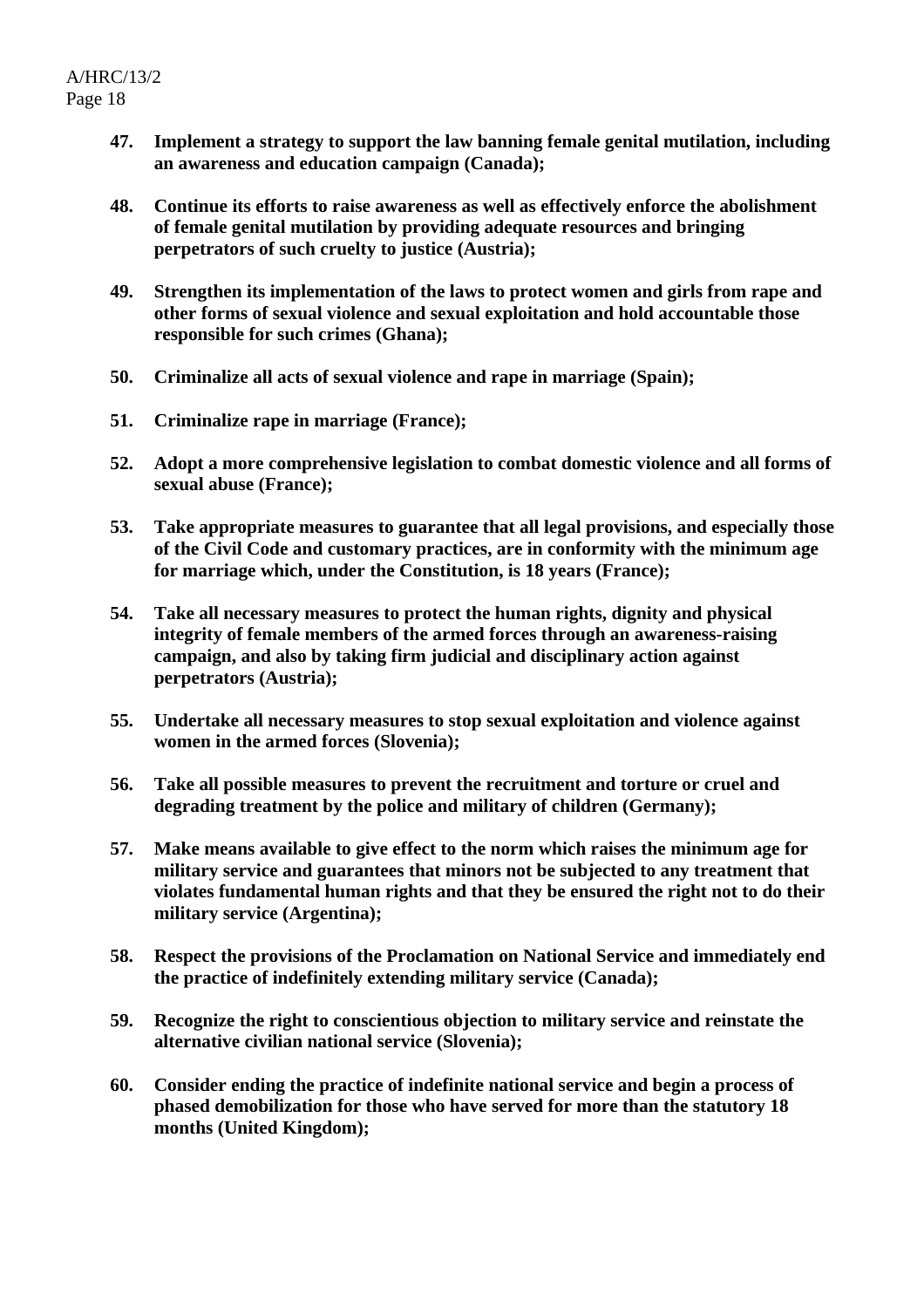47. **Implement a strategy to support the law banning female genital mutilation, including an awareness and education campaign (Canada);**

48. **Continue its efforts to raise awareness as well as effectively enforce the abolishment of female genital mutilation by providing adequate resources and bringing perpetrators of such cruelty to justice (Austria);**

49. **Strengthen its implementation of the laws to protect women and girls from rape and other forms of sexual violence and sexual exploitation and hold accountable those responsible for such crimes (Ghana);**

50. **Criminalize all acts of sexual violence and rape in marriage (Spain);**

51. **Criminalize rape in marriage (France);**

52. **Adopt a more comprehensive legislation to combat domestic violence and all forms of sexual abuse (France);**

53. **Take appropriate measures to guarantee that all legal provisions, and especially those of the Civil Code and customary practices, are in conformity with the minimum age for marriage which, under the Constitution, is 18 years (France);**

54. **Take all necessary measures to protect the human rights, dignity and physical integrity of female members of the armed forces through an awareness-raising campaign, and also by taking firm judicial and disciplinary action against perpetrators (Austria);**

55. **Undertake all necessary measures to stop sexual exploitation and violence against women in the armed forces (Slovenia);**

56. **Take all possible measures to prevent the recruitment and torture or cruel and degrading treatment by the police and military of children (Germany);**

57. **Make means available to give effect to the norm which raises the minimum age for military service and guarantees that minors not be subjected to any treatment that violates fundamental human rights and that they be ensured the right not to do their military service (Argentina);**

58. **Respect the provisions of the Proclamation on National Service and immediately end the practice of indefinitely extending military service (Canada);**

59. **Recognize the right to conscientious objection to military service and reinstate the alternative civilian national service (Slovenia);**

60. **Consider ending the practice of indefinite national service and begin a process of phased demobilization for those who have served for more than the statutory 18 months (United Kingdom);**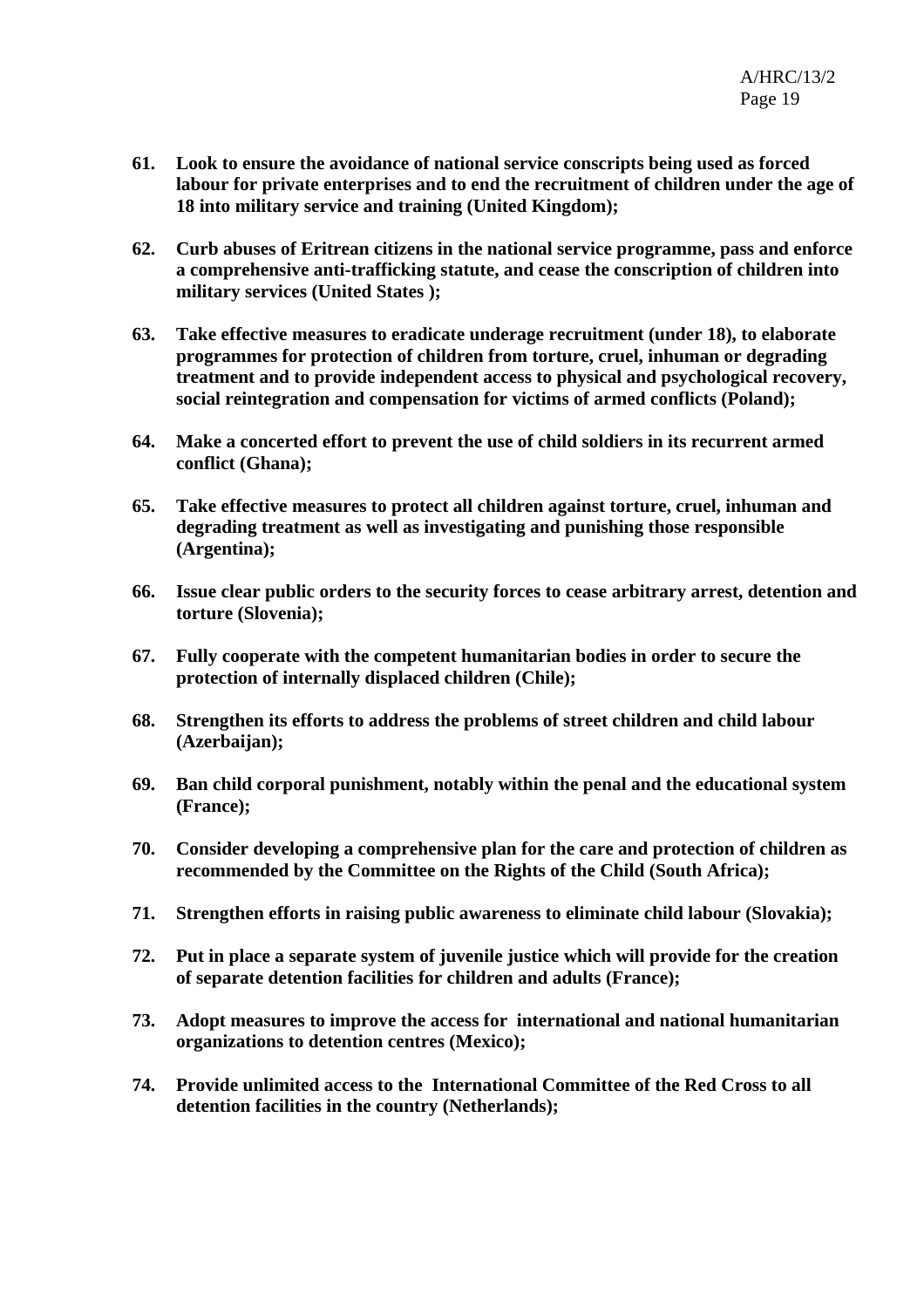**61. Look to ensure the avoidance of national service conscripts being used as forced labour for private enterprises and to end the recruitment of children under the age of 18 into military service and training (United Kingdom);**

**62. Curb abuses of Eritrean citizens in the national service programme, pass and enforce a comprehensive anti-trafficking statute, and cease the conscription of children into military services (United States );**

**63. Take effective measures to eradicate underage recruitment (under 18), to elaborate programmes for protection of children from torture, cruel, inhuman or degrading treatment and to provide independent access to physical and psychological recovery, social reintegration and compensation for victims of armed conflicts (Poland);**

**64. Make a concerted effort to prevent the use of child soldiers in its recurrent armed conflict (Ghana);**

**65. Take effective measures to protect all children against torture, cruel, inhuman and degrading treatment as well as investigating and punishing those responsible (Argentina);**

**66. Issue clear public orders to the security forces to cease arbitrary arrest, detention and torture (Slovenia);**

**67. Fully cooperate with the competent humanitarian bodies in order to secure the protection of internally displaced children (Chile);**

**68. Strengthen its efforts to address the problems of street children and child labour (Azerbaijan);**

**69. Ban child corporal punishment, notably within the penal and the educational system (France);**

**70. Consider developing a comprehensive plan for the care and protection of children as recommended by the Committee on the Rights of the Child (South Africa);**

**71. Strengthen efforts in raising public awareness to eliminate child labour (Slovakia);**

**72. Put in place a separate system of juvenile justice which will provide for the creation of separate detention facilities for children and adults (France);**

**73. Adopt measures to improve the access for international and national humanitarian organizations to detention centres (Mexico);**

**74. Provide unlimited access to the International Committee of the Red Cross to all detention facilities in the country (Netherlands);**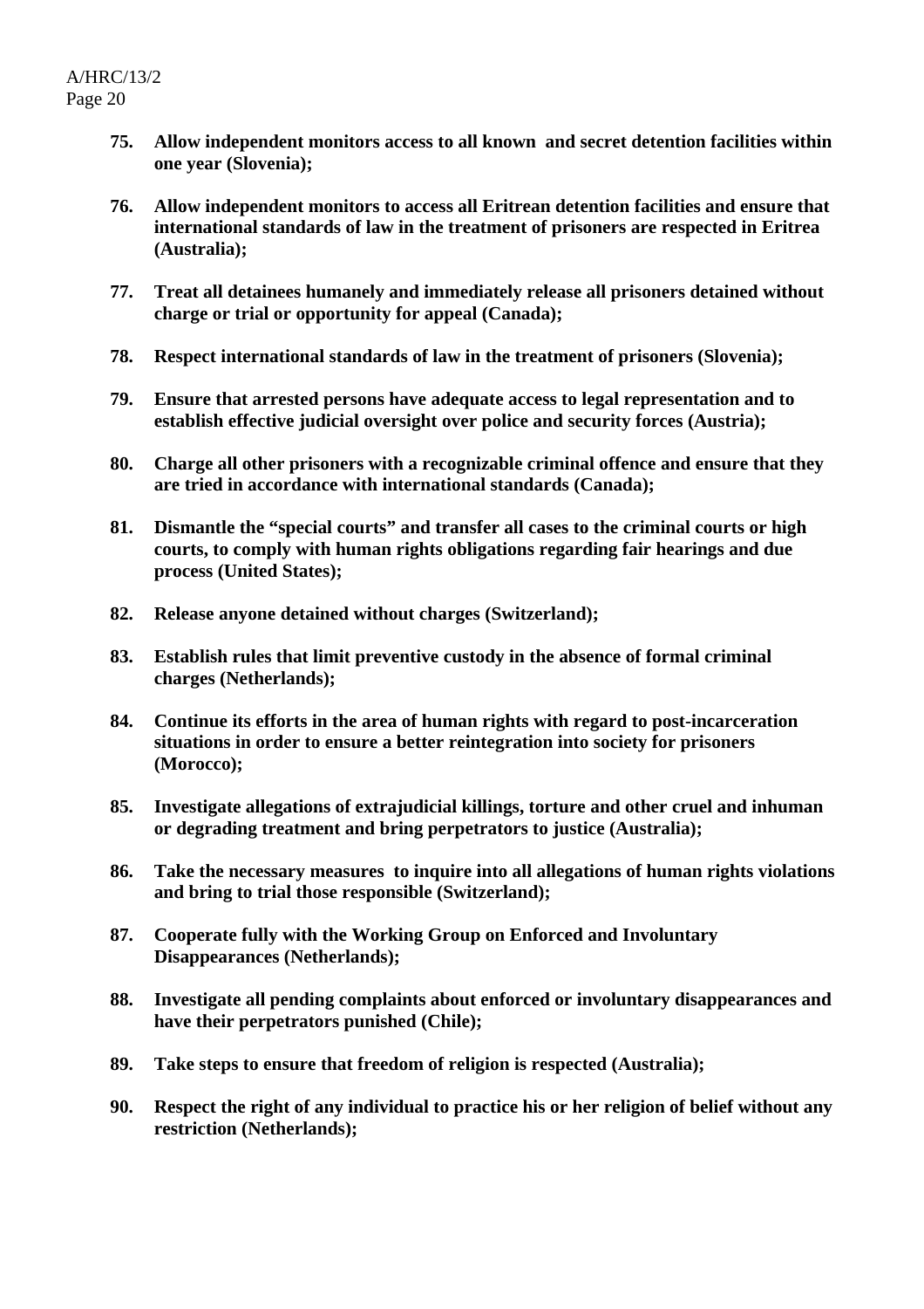**75. Allow independent monitors access to all known and secret detention facilities within one year (Slovenia);**

**76. Allow independent monitors to access all Eritrean detention facilities and ensure that international standards of law in the treatment of prisoners are respected in Eritrea (Australia);**

**77. Treat all detainees humanely and immediately release all prisoners detained without charge or trial or opportunity for appeal (Canada);**

**78. Respect international standards of law in the treatment of prisoners (Slovenia);**

**79. Ensure that arrested persons have adequate access to legal representation and to establish effective judicial oversight over police and security forces (Austria);**

**80. Charge all other prisoners with a recognizable criminal offence and ensure that they are tried in accordance with international standards (Canada);**

**81. Dismantle the "special courts" and transfer all cases to the criminal courts or high courts, to comply with human rights obligations regarding fair hearings and due process (United States);**

**82. Release anyone detained without charges (Switzerland);**

**83. Establish rules that limit preventive custody in the absence of formal criminal charges (Netherlands);**

**84. Continue its efforts in the area of human rights with regard to post-incarceration situations in order to ensure a better reintegration into society for prisoners (Morocco);**

**85. Investigate allegations of extrajudicial killings, torture and other cruel and inhuman or degrading treatment and bring perpetrators to justice (Australia);**

**86. Take the necessary measures to inquire into all allegations of human rights violations and bring to trial those responsible (Switzerland);**

**87. Cooperate fully with the Working Group on Enforced and Involuntary Disappearances (Netherlands);**

**88. Investigate all pending complaints about enforced or involuntary disappearances and have their perpetrators punished (Chile);**

**89. Take steps to ensure that freedom of religion is respected (Australia);**

**90. Respect the right of any individual to practice his or her religion of belief without any restriction (Netherlands);**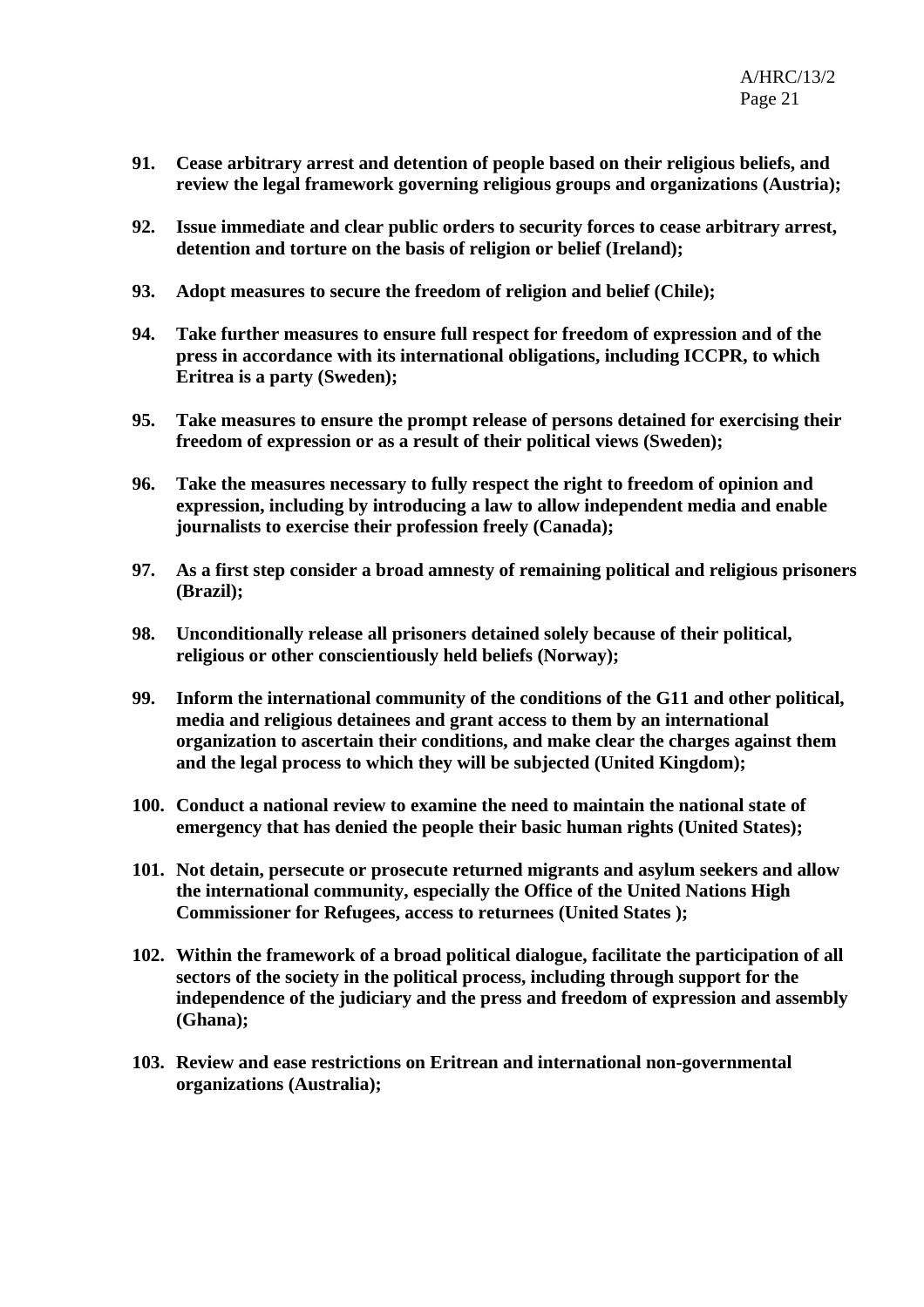**91. Cease arbitrary arrest and detention of people based on their religious beliefs, and review the legal framework governing religious groups and organizations (Austria);**

**92. Issue immediate and clear public orders to security forces to cease arbitrary arrest, detention and torture on the basis of religion or belief (Ireland);**

**93. Adopt measures to secure the freedom of religion and belief (Chile);**

**94. Take further measures to ensure full respect for freedom of expression and of the press in accordance with its international obligations, including ICCPR, to which Eritrea is a party (Sweden);**

**95. Take measures to ensure the prompt release of persons detained for exercising their freedom of expression or as a result of their political views (Sweden);**

**96. Take the measures necessary to fully respect the right to freedom of opinion and expression, including by introducing a law to allow independent media and enable journalists to exercise their profession freely (Canada);**

**97. As a first step consider a broad amnesty of remaining political and religious prisoners (Brazil);**

**98. Unconditionally release all prisoners detained solely because of their political, religious or other conscientiously held beliefs (Norway);**

**99. Inform the international community of the conditions of the G11 and other political, media and religious detainees and grant access to them by an international organization to ascertain their conditions, and make clear the charges against them and the legal process to which they will be subjected (United Kingdom);**

**100. Conduct a national review to examine the need to maintain the national state of emergency that has denied the people their basic human rights (United States);**

**101. Not detain, persecute or prosecute returned migrants and asylum seekers and allow the international community, especially the Office of the United Nations High Commissioner for Refugees, access to returnees (United States );**

**102. Within the framework of a broad political dialogue, facilitate the participation of all sectors of the society in the political process, including through support for the independence of the judiciary and the press and freedom of expression and assembly (Ghana);**

**103. Review and ease restrictions on Eritrean and international non-governmental organizations (Australia);**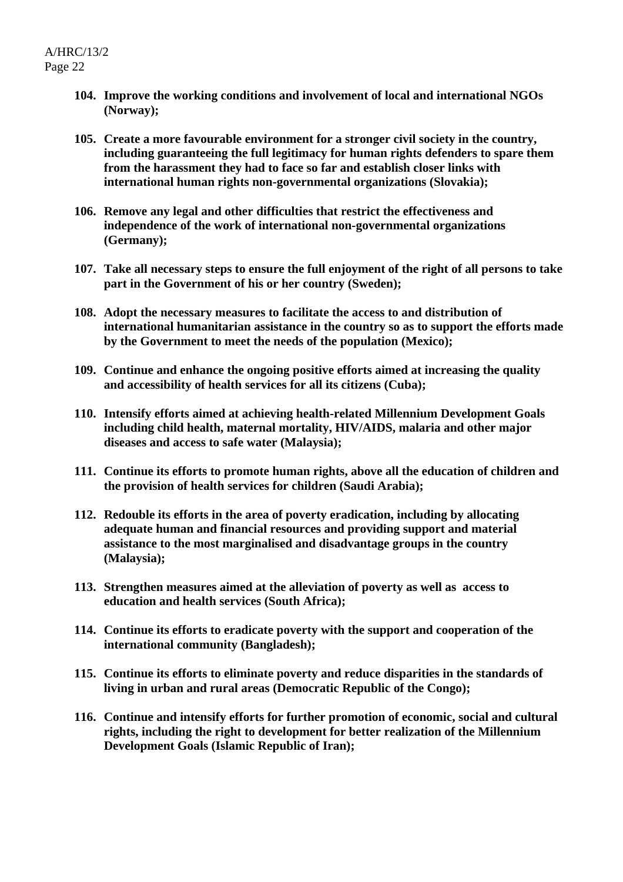104. **Improve the working conditions and involvement of local and international NGOs (Norway);**

105. **Create a more favourable environment for a stronger civil society in the country, including guaranteeing the full legitimacy for human rights defenders to spare them from the harassment they had to face so far and establish closer links with international human rights non-governmental organizations (Slovakia);**

106. **Remove any legal and other difficulties that restrict the effectiveness and independence of the work of international non-governmental organizations (Germany);**

107. **Take all necessary steps to ensure the full enjoyment of the right of all persons to take part in the Government of his or her country (Sweden);**

108. **Adopt the necessary measures to facilitate the access to and distribution of international humanitarian assistance in the country so as to support the efforts made by the Government to meet the needs of the population (Mexico);**

109. **Continue and enhance the ongoing positive efforts aimed at increasing the quality and accessibility of health services for all its citizens (Cuba);**

110. **Intensify efforts aimed at achieving health-related Millennium Development Goals including child health, maternal mortality, HIV/AIDS, malaria and other major diseases and access to safe water (Malaysia);**

111. **Continue its efforts to promote human rights, above all the education of children and the provision of health services for children (Saudi Arabia);**

112. **Redouble its efforts in the area of poverty eradication, including by allocating adequate human and financial resources and providing support and material assistance to the most marginalised and disadvantage groups in the country (Malaysia);**

113. **Strengthen measures aimed at the alleviation of poverty as well as access to education and health services (South Africa);**

114. **Continue its efforts to eradicate poverty with the support and cooperation of the international community (Bangladesh);**

115. **Continue its efforts to eliminate poverty and reduce disparities in the standards of living in urban and rural areas (Democratic Republic of the Congo);**

116. **Continue and intensify efforts for further promotion of economic, social and cultural rights, including the right to development for better realization of the Millennium Development Goals (Islamic Republic of Iran);**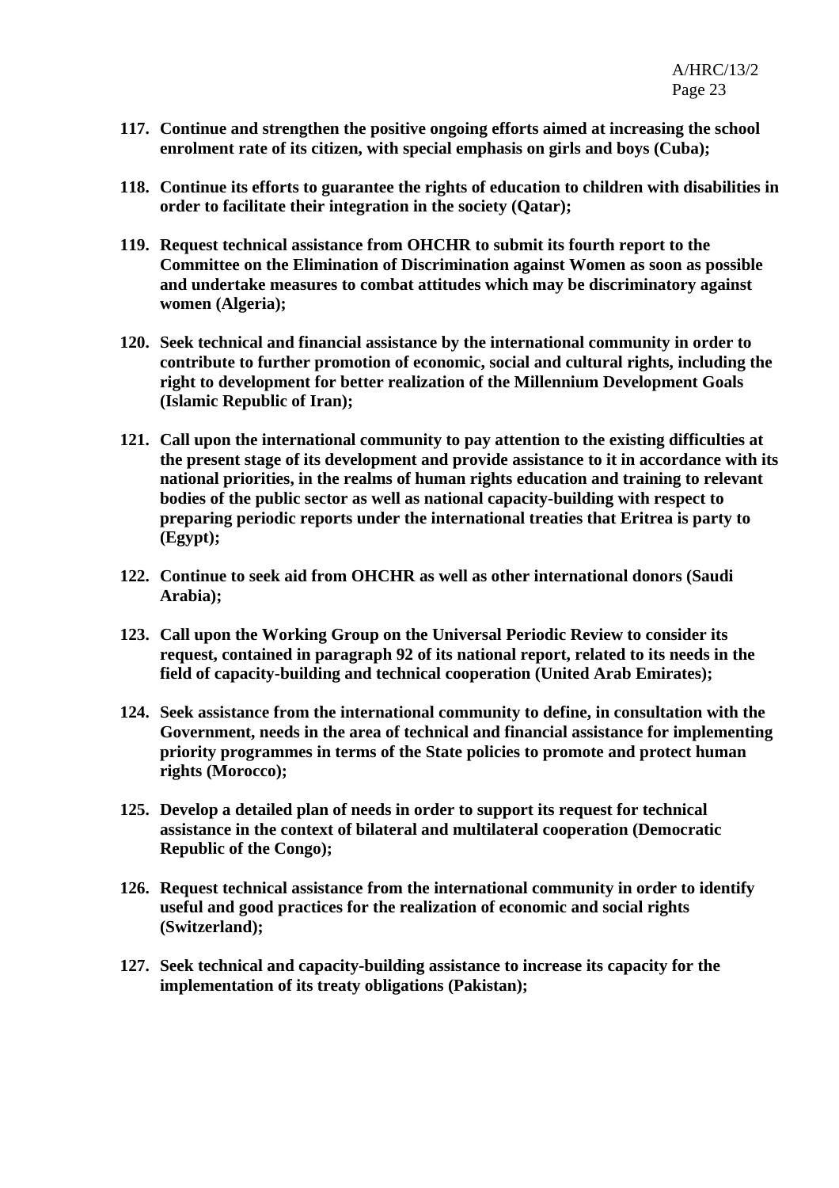117. **Continue and strengthen the positive ongoing efforts aimed at increasing the school enrolment rate of its citizen, with special emphasis on girls and boys (Cuba);**

118. **Continue its efforts to guarantee the rights of education to children with disabilities in order to facilitate their integration in the society (Qatar);**

119. **Request technical assistance from OHCHR to submit its fourth report to the Committee on the Elimination of Discrimination against Women as soon as possible and undertake measures to combat attitudes which may be discriminatory against women (Algeria);**

120. **Seek technical and financial assistance by the international community in order to contribute to further promotion of economic, social and cultural rights, including the right to development for better realization of the Millennium Development Goals (Islamic Republic of Iran);**

121. **Call upon the international community to pay attention to the existing difficulties at the present stage of its development and provide assistance to it in accordance with its national priorities, in the realms of human rights education and training to relevant bodies of the public sector as well as national capacity-building with respect to preparing periodic reports under the international treaties that Eritrea is party to (Egypt);**

122. **Continue to seek aid from OHCHR as well as other international donors (Saudi Arabia);**

123. **Call upon the Working Group on the Universal Periodic Review to consider its request, contained in paragraph 92 of its national report, related to its needs in the field of capacity-building and technical cooperation (United Arab Emirates);**

124. **Seek assistance from the international community to define, in consultation with the Government, needs in the area of technical and financial assistance for implementing priority programmes in terms of the State policies to promote and protect human rights (Morocco);**

125. **Develop a detailed plan of needs in order to support its request for technical assistance in the context of bilateral and multilateral cooperation (Democratic Republic of the Congo);**

126. **Request technical assistance from the international community in order to identify useful and good practices for the realization of economic and social rights (Switzerland);**

127. **Seek technical and capacity-building assistance to increase its capacity for the implementation of its treaty obligations (Pakistan);**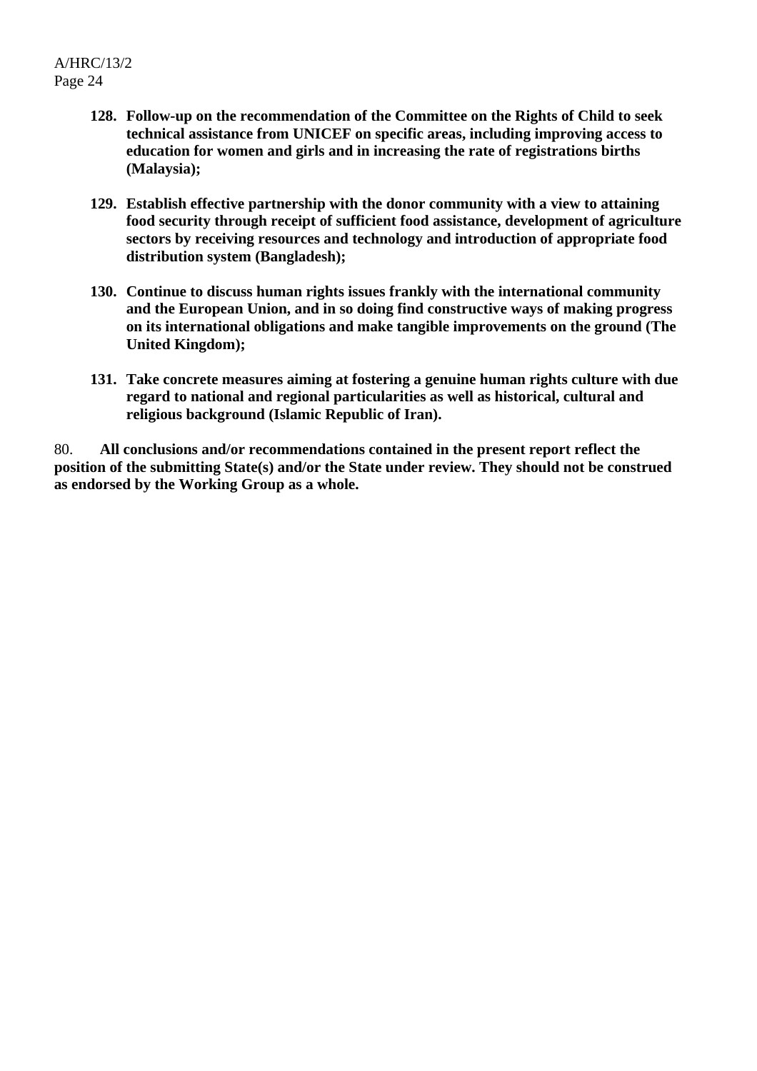128. **Follow-up on the recommendation of the Committee on the Rights of Child to seek technical assistance from UNICEF on specific areas, including improving access to education for women and girls and in increasing the rate of registrations births (Malaysia);**

129. **Establish effective partnership with the donor community with a view to attaining food security through receipt of sufficient food assistance, development of agriculture sectors by receiving resources and technology and introduction of appropriate food distribution system (Bangladesh);**

130. **Continue to discuss human rights issues frankly with the international community and the European Union, and in so doing find constructive ways of making progress on its international obligations and make tangible improvements on the ground (The United Kingdom);**

131. **Take concrete measures aiming at fostering a genuine human rights culture with due regard to national and regional particularities as well as historical, cultural and religious background (Islamic Republic of Iran).**

80. **All conclusions and/or recommendations contained in the present report reflect the position of the submitting State(s) and/or the State under review. They should not be construed as endorsed by the Working Group as a whole.**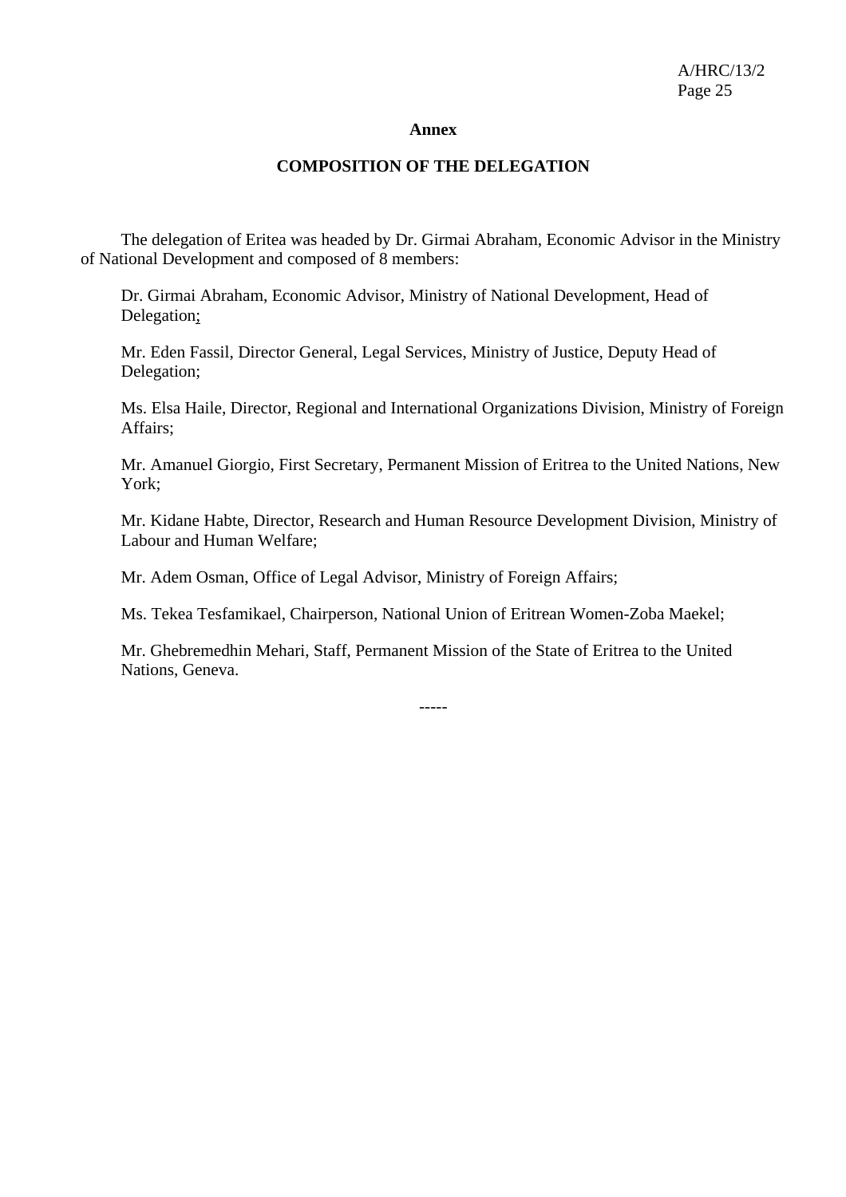## Annex

## COMPOSITION OF THE DELEGATION

The delegation of Eritea was headed by Dr. Girmai Abraham, Economic Advisor in the Ministry of National Development and composed of 8 members:

Dr. Girmai Abraham, Economic Advisor, Ministry of National Development, Head of Delegation;

Mr. Eden Fassil, Director General, Legal Services, Ministry of Justice, Deputy Head of Delegation;

Ms. Elsa Haile, Director, Regional and International Organizations Division, Ministry of Foreign Affairs;

Mr. Amanuel Giorgio, First Secretary, Permanent Mission of Eritrea to the United Nations, New York;

Mr. Kidane Habte, Director, Research and Human Resource Development Division, Ministry of Labour and Human Welfare;

Mr. Adem Osman, Office of Legal Advisor, Ministry of Foreign Affairs;

Ms. Tekea Tesfamikael, Chairperson, National Union of Eritrean Women-Zoba Maekel;

Mr. Ghebremedhin Mehari, Staff, Permanent Mission of the State of Eritrea to the United Nations, Geneva.

-----